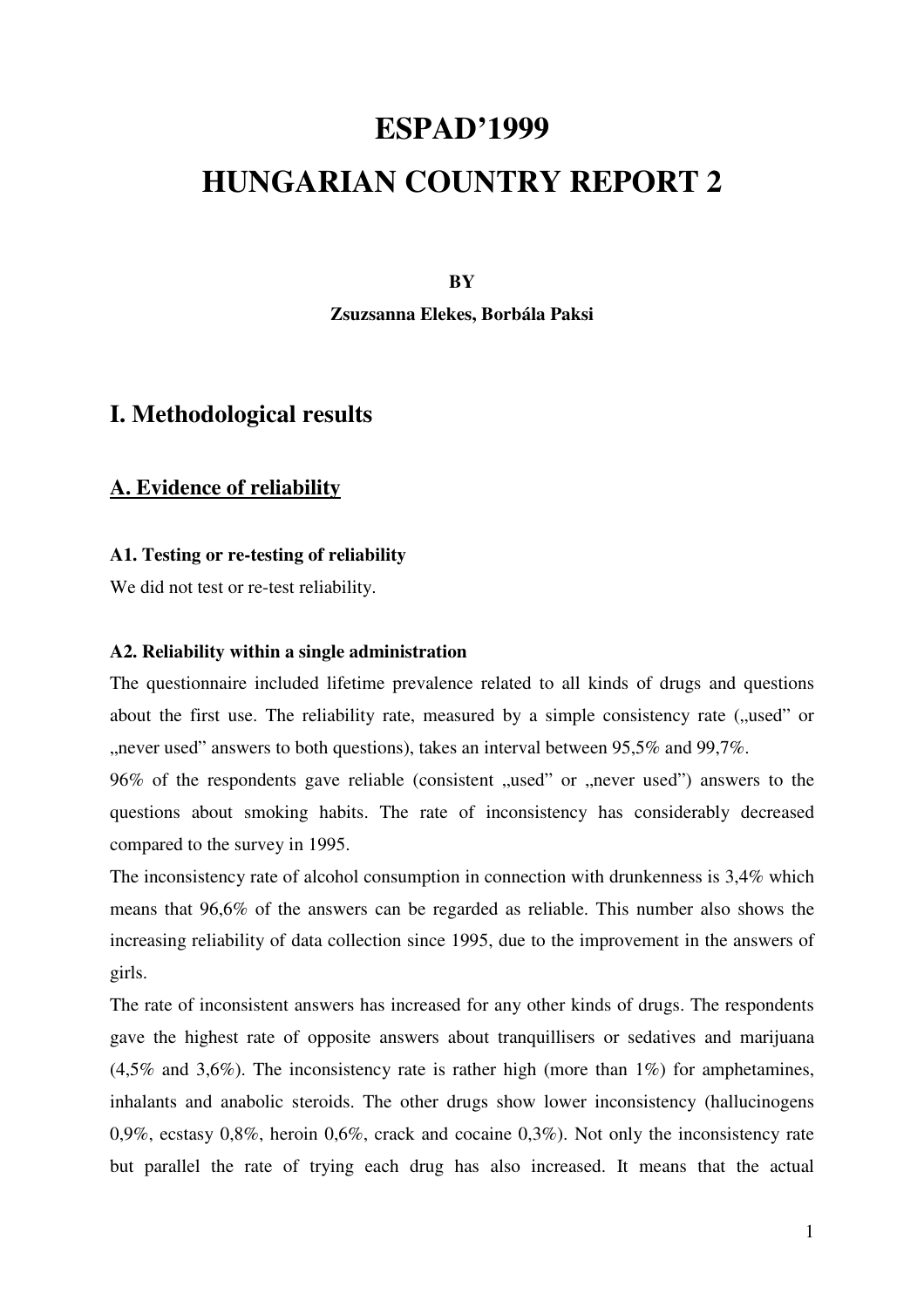# ESPAD'1999

# HUNGARIAN COUNTRY REPORT 2

**BY**

**Zsuzsanna Elekes, Borbála Paksi**

## I. Methodological results

### A. Evidence of reliability

#### A1. Testing or re-testing of reliability

We did not test or re-test reliability.

#### A2. Reliability within a single administration

The questionnaire included lifetime prevalence related to all kinds of drugs and questions about the first use. The reliability rate, measured by a simple consistency rate („used" or „never used" answers to both questions), takes an interval between 95,5% and 99,7%.

96% of the respondents gave reliable (consistent „used" or „never used") answers to the questions about smoking habits. The rate of inconsistency has considerably decreased compared to the survey in 1995.

The inconsistency rate of alcohol consumption in connection with drunkenness is 3,4% which means that 96,6% of the answers can be regarded as reliable. This number also shows the increasing reliability of data collection since 1995, due to the improvement in the answers of girls.

The rate of inconsistent answers has increased for any other kinds of drugs. The respondents gave the highest rate of opposite answers about tranquillisers or sedatives and marijuana (4,5% and 3,6%). The inconsistency rate is rather high (more than 1%) for amphetamines, inhalants and anabolic steroids. The other drugs show lower inconsistency (hallucinogens 0,9%, ecstasy 0,8%, heroin 0,6%, crack and cocaine 0,3%). Not only the inconsistency rate but parallel the rate of trying each drug has also increased. It means that the actual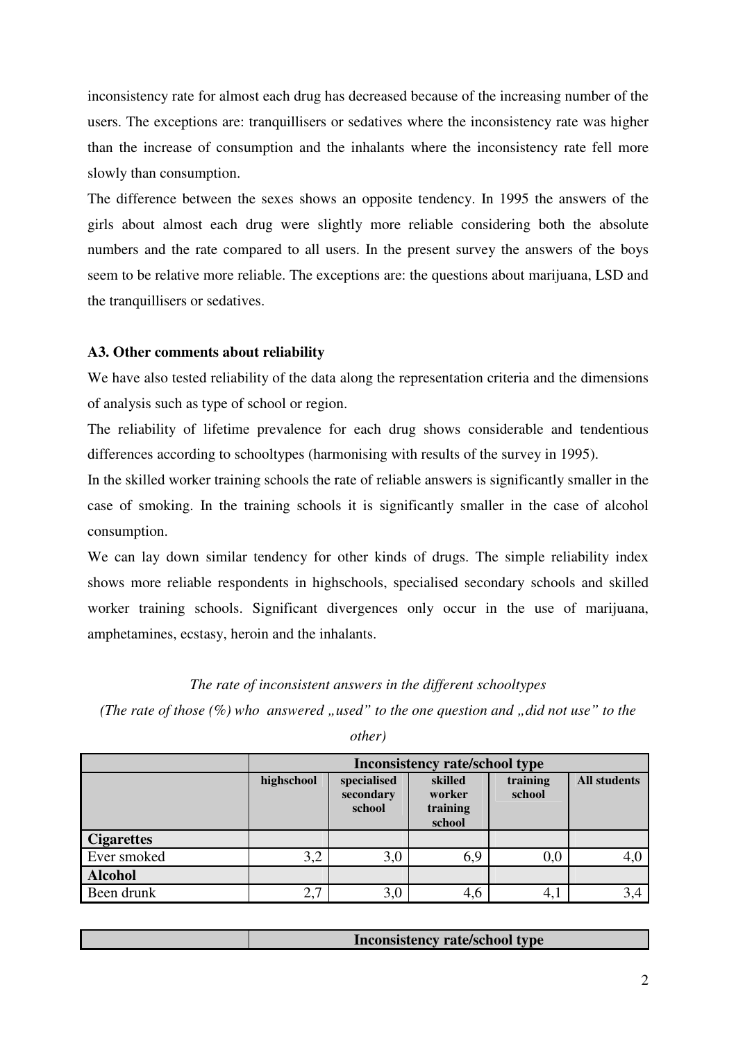inconsistency rate for almost each drug has decreased because of the increasing number of the users. The exceptions are: tranquillisers or sedatives where the inconsistency rate was higher than the increase of consumption and the inhalants where the inconsistency rate fell more slowly than consumption.

The difference between the sexes shows an opposite tendency. In 1995 the answers of the girls about almost each drug were slightly more reliable considering both the absolute numbers and the rate compared to all users. In the present survey the answers of the boys seem to be relative more reliable. The exceptions are: the questions about marijuana, LSD and the tranquillisers or sedatives.

### A3. Other comments about reliability

We have also tested reliability of the data along the representation criteria and the dimensions of analysis such as type of school or region.

The reliability of lifetime prevalence for each drug shows considerable and tendentious differences according to schooltypes (harmonising with results of the survey in 1995).

In the skilled worker training schools the rate of reliable answers is significantly smaller in the case of smoking. In the training schools it is significantly smaller in the case of alcohol consumption.

We can lay down similar tendency for other kinds of drugs. The simple reliability index shows more reliable respondents in highschools, specialised secondary schools and skilled worker training schools. Significant divergences only occur in the use of marijuana, amphetamines, ecstasy, heroin and the inhalants.

*The rate of inconsistent answers in the different schooltypes*

*(The rate of those (%) who answered „used" to the one question and „did not use" to the other)*

| | Inconsistency rate/school type | | | | |
|---|---|---|---|---|---|
| | **highschool** | **specialised secondary school** | **skilled worker training school** | **training school** | **All students** |
| **Cigarettes** | | | | | |
| Ever smoked | 3,2 | 3,0 | 6,9 | 0,0 | 4,0 |
| **Alcohol** | | | | | |
| Been drunk | 2,7 | 3,0 | 4,6 | 4,1 | 3,4 |

| | Inconsistency rate/school type |
|---|---|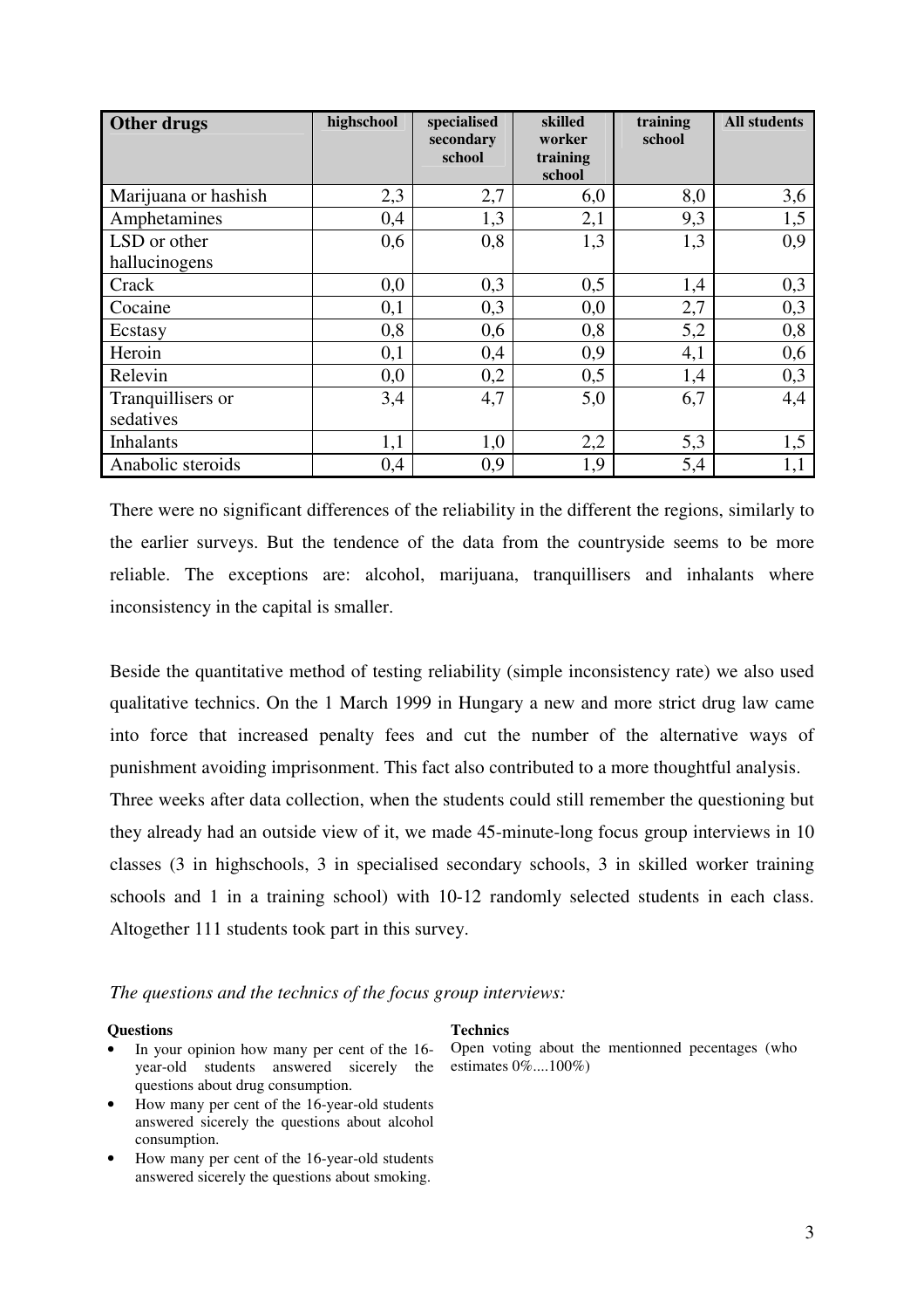| Other drugs | highschool | specialised secondary school | skilled worker training school | training school | All students |
|---|---|---|---|---|---|
| Marijuana or hashish | 2,3 | 2,7 | 6,0 | 8,0 | 3,6 |
| Amphetamines | 0,4 | 1,3 | 2,1 | 9,3 | 1,5 |
| LSD or other hallucinogens | 0,6 | 0,8 | 1,3 | 1,3 | 0,9 |
| Crack | 0,0 | 0,3 | 0,5 | 1,4 | 0,3 |
| Cocaine | 0,1 | 0,3 | 0,0 | 2,7 | 0,3 |
| Ecstasy | 0,8 | 0,6 | 0,8 | 5,2 | 0,8 |
| Heroin | 0,1 | 0,4 | 0,9 | 4,1 | 0,6 |
| Relevin | 0,0 | 0,2 | 0,5 | 1,4 | 0,3 |
| Tranquillisers or sedatives | 3,4 | 4,7 | 5,0 | 6,7 | 4,4 |
| Inhalants | 1,1 | 1,0 | 2,2 | 5,3 | 1,5 |
| Anabolic steroids | 0,4 | 0,9 | 1,9 | 5,4 | 1,1 |

There were no significant differences of the reliability in the different the regions, similarly to the earlier surveys. But the tendence of the data from the countryside seems to be more reliable. The exceptions are: alcohol, marijuana, tranquillisers and inhalants where inconsistency in the capital is smaller.

Beside the quantitative method of testing reliability (simple inconsistency rate) we also used qualitative technics. On the 1 March 1999 in Hungary a new and more strict drug law came into force that increased penalty fees and cut the number of the alternative ways of punishment avoiding imprisonment. This fact also contributed to a more thoughtful analysis.
Three weeks after data collection, when the students could still remember the questioning but they already had an outside view of it, we made 45-minute-long focus group interviews in 10 classes (3 in highschools, 3 in specialised secondary schools, 3 in skilled worker training schools and 1 in a training school) with 10-12 randomly selected students in each class. Altogether 111 students took part in this survey.

*The questions and the technics of the focus group interviews:*

| Questions | Technics |
|---|---|
| • In your opinion how many per cent of the 16-year-old students answered sicerely the questions about drug consumption.<br>• How many per cent of the 16-year-old students answered sicerely the questions about alcohol consumption.<br>• How many per cent of the 16-year-old students answered sicerely the questions about smoking. | Open voting about the mentionned pecentages (who estimates 0%....100%) |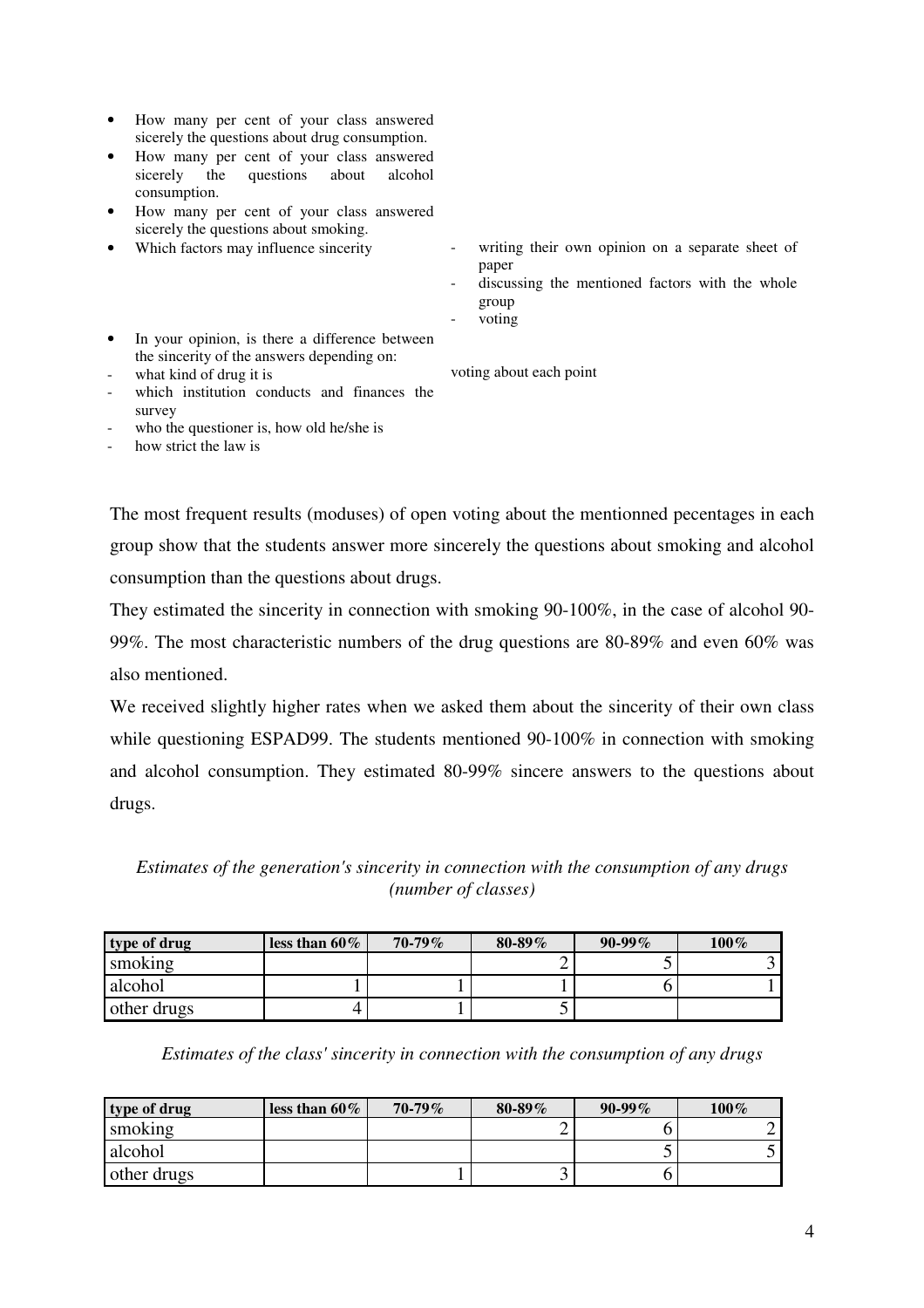- How many per cent of your class answered sicerely the questions about drug consumption.
- How many per cent of your class answered sicerely the questions about alcohol consumption.
- How many per cent of your class answered sicerely the questions about smoking.
- Which factors may influence sincerity
  - writing their own opinion on a separate sheet of paper
  - discussing the mentioned factors with the whole group
  - voting
- In your opinion, is there a difference between the sincerity of the answers depending on:
  - what kind of drug it is
  - which institution conducts and finances the survey
  - who the questioner is, how old he/she is
  - how strict the law is

  voting about each point

The most frequent results (moduses) of open voting about the mentionned pecentages in each group show that the students answer more sincerely the questions about smoking and alcohol consumption than the questions about drugs.

They estimated the sincerity in connection with smoking 90-100%, in the case of alcohol 90-99%. The most characteristic numbers of the drug questions are 80-89% and even 60% was also mentioned.

We received slightly higher rates when we asked them about the sincerity of their own class while questioning ESPAD99. The students mentioned 90-100% in connection with smoking and alcohol consumption. They estimated 80-99% sincere answers to the questions about drugs.

*Estimates of the generation's sincerity in connection with the consumption of any drugs (number of classes)*

| type of drug | less than 60% | 70-79% | 80-89% | 90-99% | 100% |
|---|---|---|---|---|---|
| smoking | | | 2 | 5 | 3 |
| alcohol | 1 | 1 | 1 | 6 | 1 |
| other drugs | 4 | 1 | 5 | | |

*Estimates of the class' sincerity in connection with the consumption of any drugs*

| type of drug | less than 60% | 70-79% | 80-89% | 90-99% | 100% |
|---|---|---|---|---|---|
| smoking | | | 2 | 6 | 2 |
| alcohol | | | | 5 | 5 |
| other drugs | | 1 | 3 | 6 | |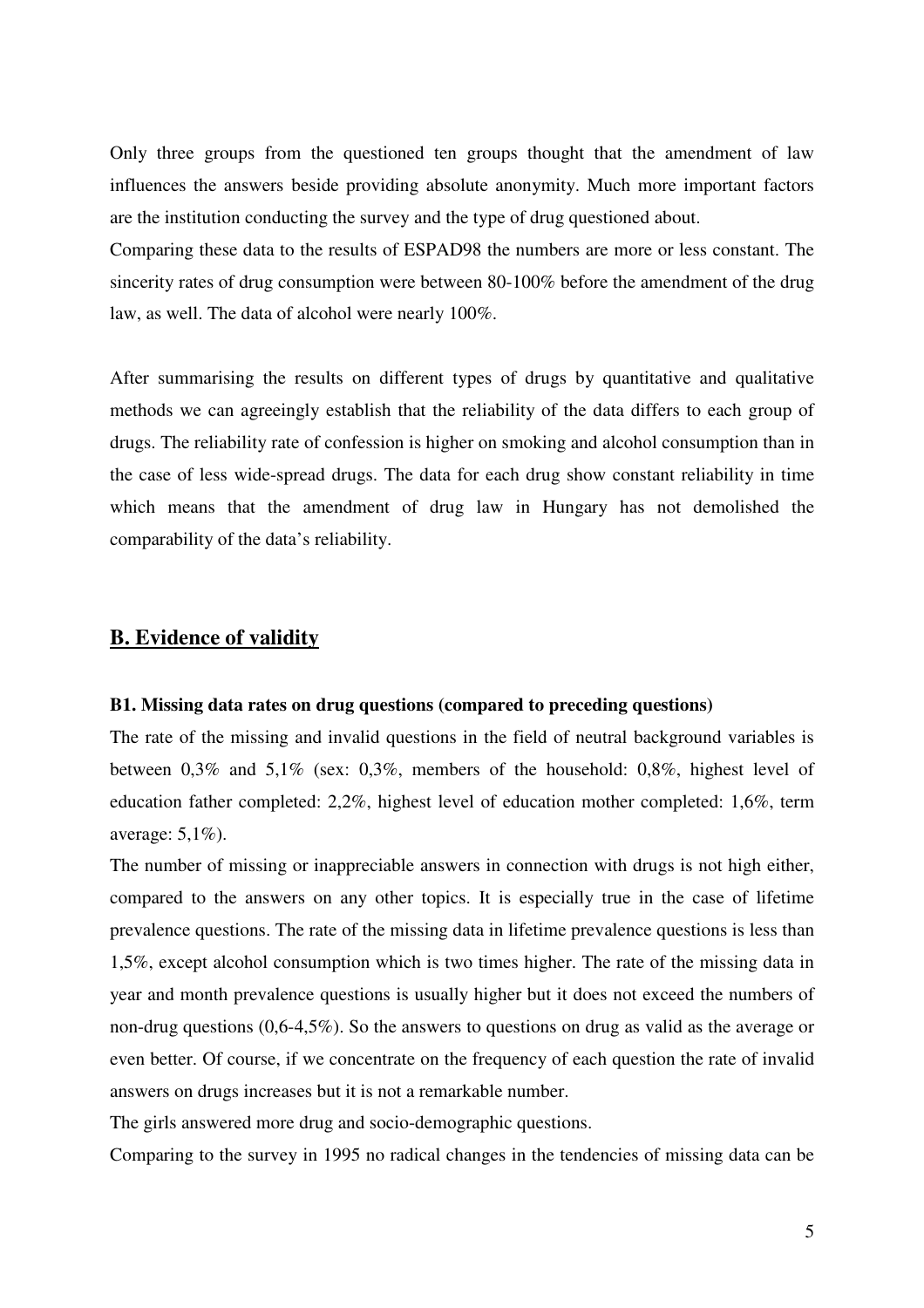Only three groups from the questioned ten groups thought that the amendment of law influences the answers beside providing absolute anonymity. Much more important factors are the institution conducting the survey and the type of drug questioned about.

Comparing these data to the results of ESPAD98 the numbers are more or less constant. The sincerity rates of drug consumption were between 80-100% before the amendment of the drug law, as well. The data of alcohol were nearly 100%.

After summarising the results on different types of drugs by quantitative and qualitative methods we can agreeingly establish that the reliability of the data differs to each group of drugs. The reliability rate of confession is higher on smoking and alcohol consumption than in the case of less wide-spread drugs. The data for each drug show constant reliability in time which means that the amendment of drug law in Hungary has not demolished the comparability of the data's reliability.

## B. Evidence of validity

### B1. Missing data rates on drug questions (compared to preceding questions)

The rate of the missing and invalid questions in the field of neutral background variables is between 0,3% and 5,1% (sex: 0,3%, members of the household: 0,8%, highest level of education father completed: 2,2%, highest level of education mother completed: 1,6%, term average: 5,1%).

The number of missing or inappreciable answers in connection with drugs is not high either, compared to the answers on any other topics. It is especially true in the case of lifetime prevalence questions. The rate of the missing data in lifetime prevalence questions is less than 1,5%, except alcohol consumption which is two times higher. The rate of the missing data in year and month prevalence questions is usually higher but it does not exceed the numbers of non-drug questions (0,6-4,5%). So the answers to questions on drug as valid as the average or even better. Of course, if we concentrate on the frequency of each question the rate of invalid answers on drugs increases but it is not a remarkable number.

The girls answered more drug and socio-demographic questions.

Comparing to the survey in 1995 no radical changes in the tendencies of missing data can be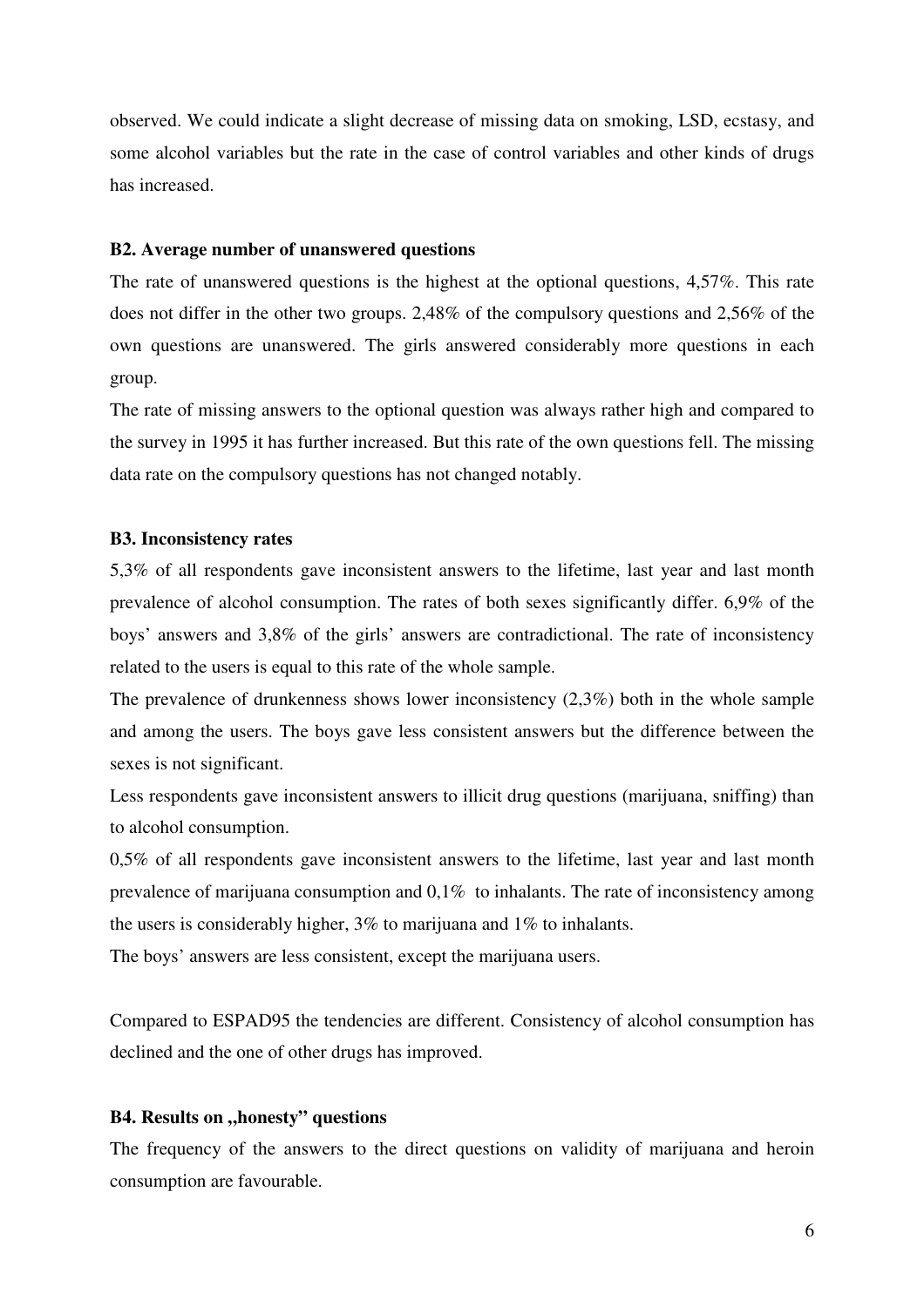observed. We could indicate a slight decrease of missing data on smoking, LSD, ecstasy, and some alcohol variables but the rate in the case of control variables and other kinds of drugs has increased.

### B2. Average number of unanswered questions

The rate of unanswered questions is the highest at the optional questions, 4,57%. This rate does not differ in the other two groups. 2,48% of the compulsory questions and 2,56% of the own questions are unanswered. The girls answered considerably more questions in each group.

The rate of missing answers to the optional question was always rather high and compared to the survey in 1995 it has further increased. But this rate of the own questions fell. The missing data rate on the compulsory questions has not changed notably.

### B3. Inconsistency rates

5,3% of all respondents gave inconsistent answers to the lifetime, last year and last month prevalence of alcohol consumption. The rates of both sexes significantly differ. 6,9% of the boys' answers and 3,8% of the girls' answers are contradictional. The rate of inconsistency related to the users is equal to this rate of the whole sample.

The prevalence of drunkenness shows lower inconsistency (2,3%) both in the whole sample and among the users. The boys gave less consistent answers but the difference between the sexes is not significant.

Less respondents gave inconsistent answers to illicit drug questions (marijuana, sniffing) than to alcohol consumption.

0,5% of all respondents gave inconsistent answers to the lifetime, last year and last month prevalence of marijuana consumption and 0,1% to inhalants. The rate of inconsistency among the users is considerably higher, 3% to marijuana and 1% to inhalants.

The boys' answers are less consistent, except the marijuana users.

Compared to ESPAD95 the tendencies are different. Consistency of alcohol consumption has declined and the one of other drugs has improved.

### B4. Results on „honesty" questions

The frequency of the answers to the direct questions on validity of marijuana and heroin consumption are favourable.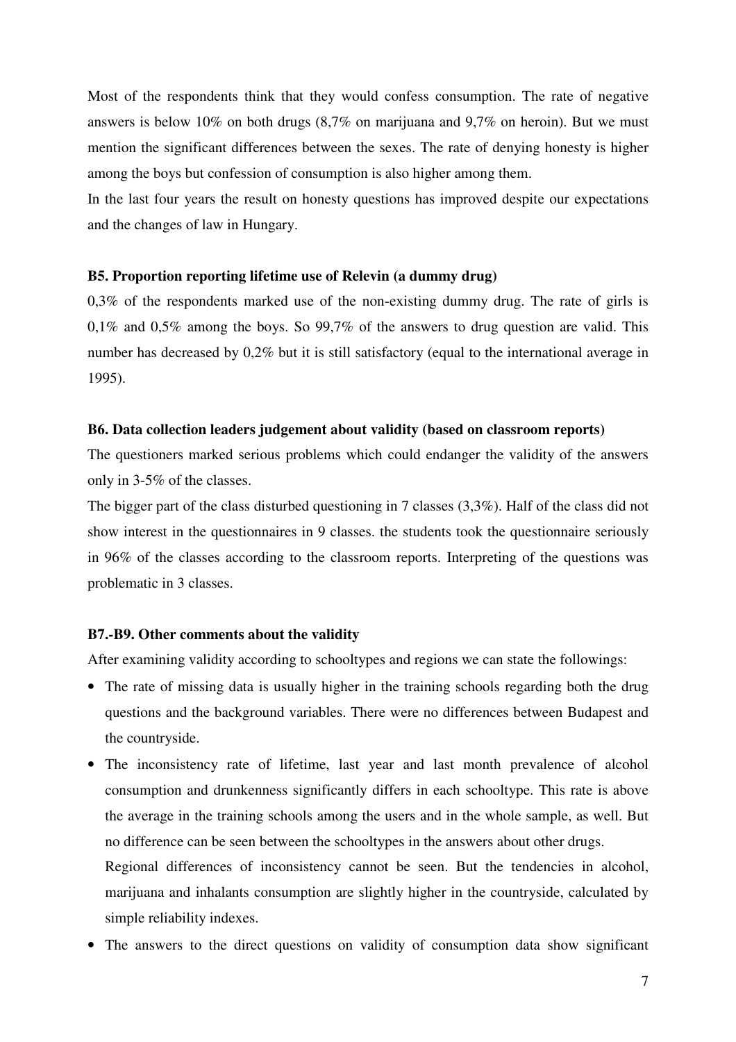Most of the respondents think that they would confess consumption. The rate of negative answers is below 10% on both drugs (8,7% on marijuana and 9,7% on heroin). But we must mention the significant differences between the sexes. The rate of denying honesty is higher among the boys but confession of consumption is also higher among them.

In the last four years the result on honesty questions has improved despite our expectations and the changes of law in Hungary.

**B5. Proportion reporting lifetime use of Relevin (a dummy drug)**

0,3% of the respondents marked use of the non-existing dummy drug. The rate of girls is 0,1% and 0,5% among the boys. So 99,7% of the answers to drug question are valid. This number has decreased by 0,2% but it is still satisfactory (equal to the international average in 1995).

**B6. Data collection leaders judgement about validity (based on classroom reports)**

The questioners marked serious problems which could endanger the validity of the answers only in 3-5% of the classes.

The bigger part of the class disturbed questioning in 7 classes (3,3%). Half of the class did not show interest in the questionnaires in 9 classes. the students took the questionnaire seriously in 96% of the classes according to the classroom reports. Interpreting of the questions was problematic in 3 classes.

**B7.-B9. Other comments about the validity**

After examining validity according to schooltypes and regions we can state the followings:

- The rate of missing data is usually higher in the training schools regarding both the drug questions and the background variables. There were no differences between Budapest and the countryside.
- The inconsistency rate of lifetime, last year and last month prevalence of alcohol consumption and drunkenness significantly differs in each schooltype. This rate is above the average in the training schools among the users and in the whole sample, as well. But no difference can be seen between the schooltypes in the answers about other drugs.

  Regional differences of inconsistency cannot be seen. But the tendencies in alcohol, marijuana and inhalants consumption are slightly higher in the countryside, calculated by simple reliability indexes.
- The answers to the direct questions on validity of consumption data show significant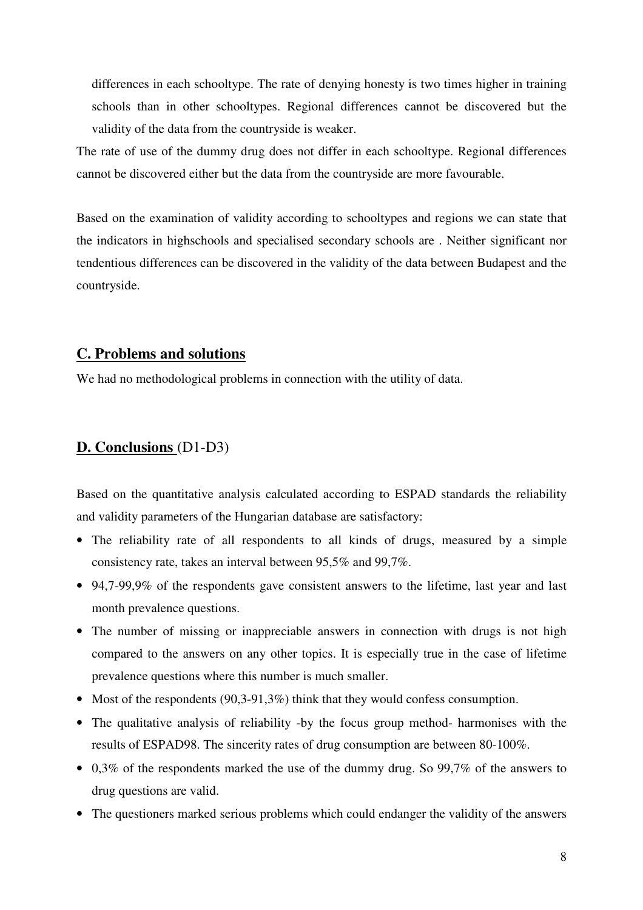differences in each schooltype. The rate of denying honesty is two times higher in training schools than in other schooltypes. Regional differences cannot be discovered but the validity of the data from the countryside is weaker.

The rate of use of the dummy drug does not differ in each schooltype. Regional differences cannot be discovered either but the data from the countryside are more favourable.

Based on the examination of validity according to schooltypes and regions we can state that the indicators in highschools and specialised secondary schools are . Neither significant nor tendentious differences can be discovered in the validity of the data between Budapest and the countryside.

## C. Problems and solutions

We had no methodological problems in connection with the utility of data.

## D. Conclusions (D1-D3)

Based on the quantitative analysis calculated according to ESPAD standards the reliability and validity parameters of the Hungarian database are satisfactory:

- The reliability rate of all respondents to all kinds of drugs, measured by a simple consistency rate, takes an interval between 95,5% and 99,7%.
- 94,7-99,9% of the respondents gave consistent answers to the lifetime, last year and last month prevalence questions.
- The number of missing or inappreciable answers in connection with drugs is not high compared to the answers on any other topics. It is especially true in the case of lifetime prevalence questions where this number is much smaller.
- Most of the respondents (90,3-91,3%) think that they would confess consumption.
- The qualitative analysis of reliability -by the focus group method- harmonises with the results of ESPAD98. The sincerity rates of drug consumption are between 80-100%.
- 0,3% of the respondents marked the use of the dummy drug. So 99,7% of the answers to drug questions are valid.
- The questioners marked serious problems which could endanger the validity of the answers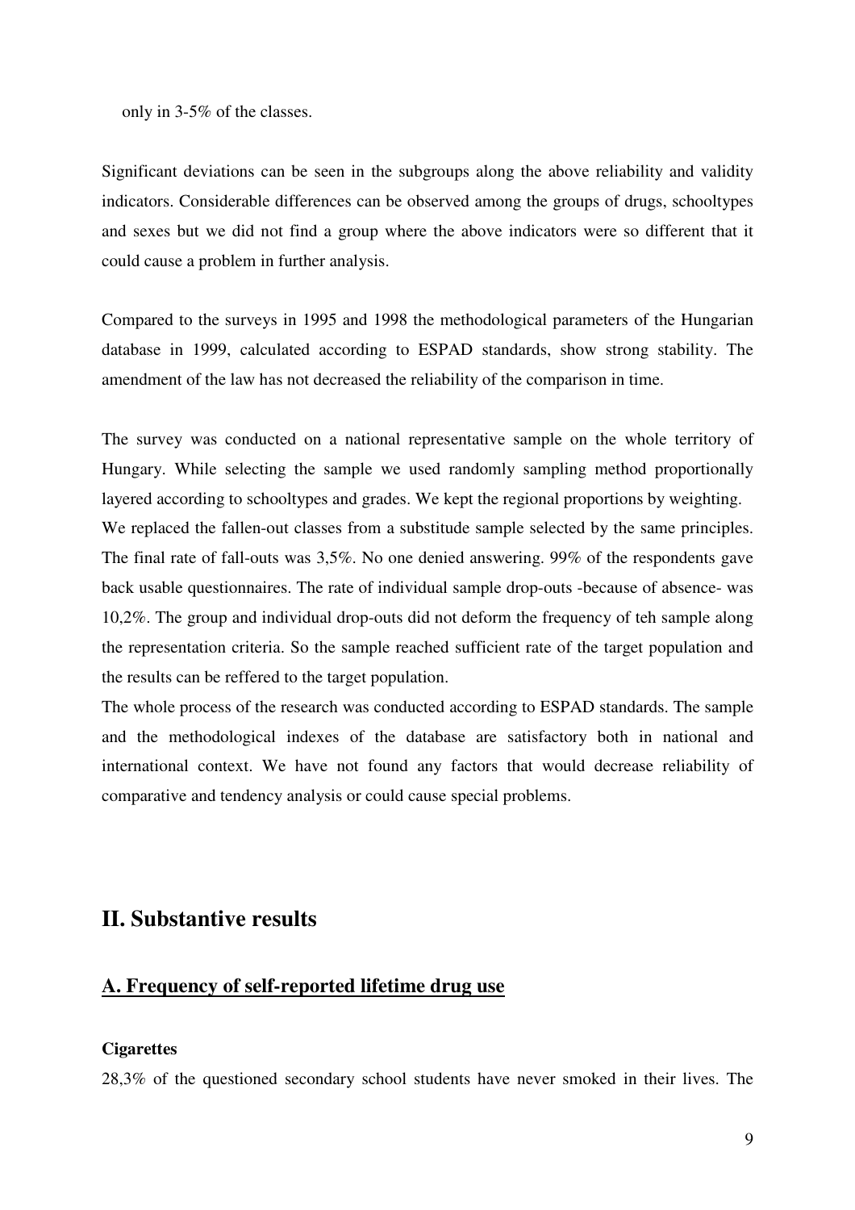only in 3-5% of the classes.

Significant deviations can be seen in the subgroups along the above reliability and validity indicators. Considerable differences can be observed among the groups of drugs, schooltypes and sexes but we did not find a group where the above indicators were so different that it could cause a problem in further analysis.

Compared to the surveys in 1995 and 1998 the methodological parameters of the Hungarian database in 1999, calculated according to ESPAD standards, show strong stability. The amendment of the law has not decreased the reliability of the comparison in time.

The survey was conducted on a national representative sample on the whole territory of Hungary. While selecting the sample we used randomly sampling method proportionally layered according to schooltypes and grades. We kept the regional proportions by weighting.
We replaced the fallen-out classes from a substitude sample selected by the same principles. The final rate of fall-outs was 3,5%. No one denied answering. 99% of the respondents gave back usable questionnaires. The rate of individual sample drop-outs -because of absence- was 10,2%. The group and individual drop-outs did not deform the frequency of teh sample along the representation criteria. So the sample reached sufficient rate of the target population and the results can be reffered to the target population.
The whole process of the research was conducted according to ESPAD standards. The sample and the methodological indexes of the database are satisfactory both in national and international context. We have not found any factors that would decrease reliability of comparative and tendency analysis or could cause special problems.

## II. Substantive results

### A. Frequency of self-reported lifetime drug use

**Cigarettes**

28,3% of the questioned secondary school students have never smoked in their lives. The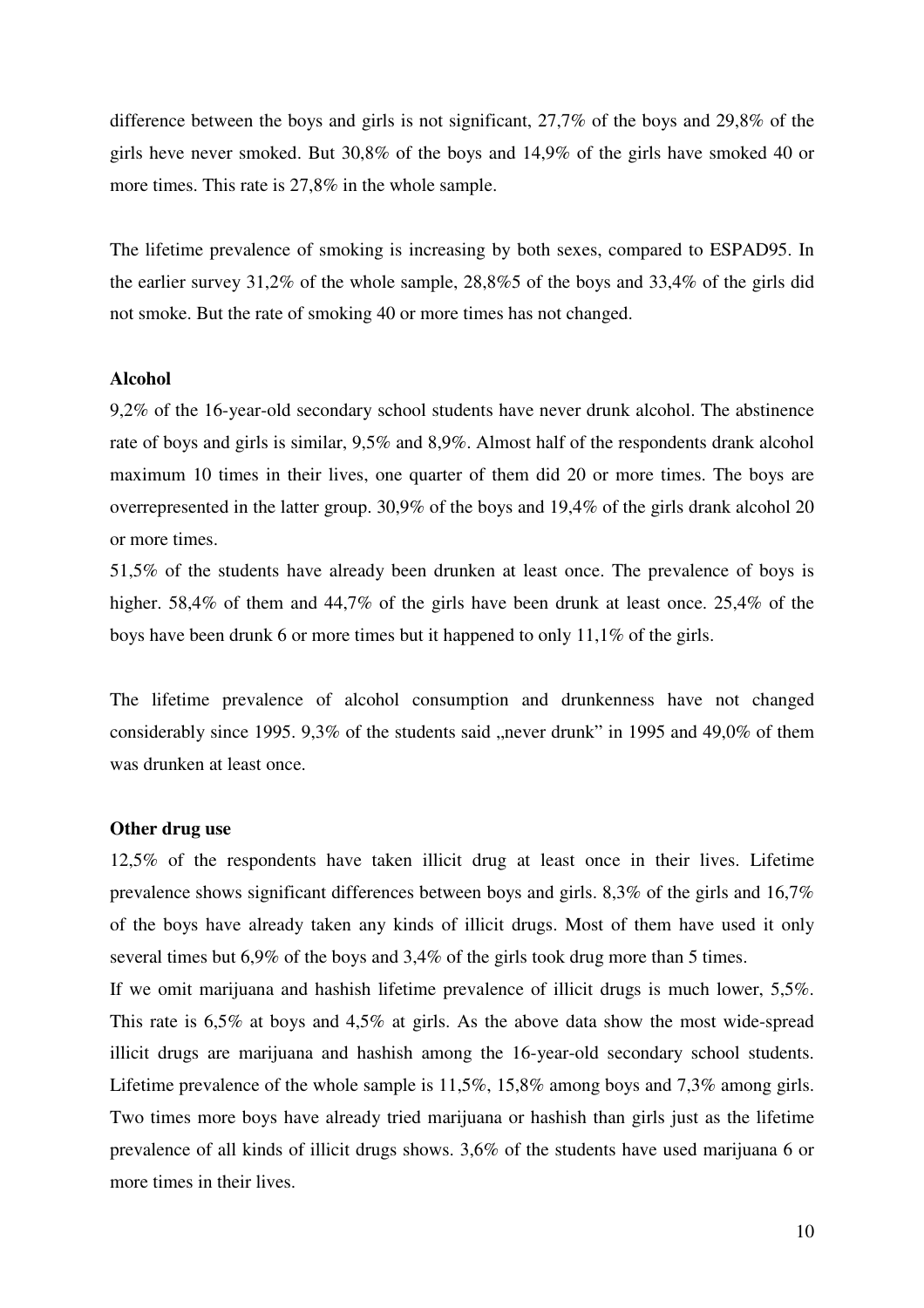difference between the boys and girls is not significant, 27,7% of the boys and 29,8% of the girls heve never smoked. But 30,8% of the boys and 14,9% of the girls have smoked 40 or more times. This rate is 27,8% in the whole sample.

The lifetime prevalence of smoking is increasing by both sexes, compared to ESPAD95. In the earlier survey 31,2% of the whole sample, 28,8%5 of the boys and 33,4% of the girls did not smoke. But the rate of smoking 40 or more times has not changed.

**Alcohol**

9,2% of the 16-year-old secondary school students have never drunk alcohol. The abstinence rate of boys and girls is similar, 9,5% and 8,9%. Almost half of the respondents drank alcohol maximum 10 times in their lives, one quarter of them did 20 or more times. The boys are overrepresented in the latter group. 30,9% of the boys and 19,4% of the girls drank alcohol 20 or more times.

51,5% of the students have already been drunken at least once. The prevalence of boys is higher. 58,4% of them and 44,7% of the girls have been drunk at least once. 25,4% of the boys have been drunk 6 or more times but it happened to only 11,1% of the girls.

The lifetime prevalence of alcohol consumption and drunkenness have not changed considerably since 1995. 9,3% of the students said „never drunk" in 1995 and 49,0% of them was drunken at least once.

**Other drug use**

12,5% of the respondents have taken illicit drug at least once in their lives. Lifetime prevalence shows significant differences between boys and girls. 8,3% of the girls and 16,7% of the boys have already taken any kinds of illicit drugs. Most of them have used it only several times but 6,9% of the boys and 3,4% of the girls took drug more than 5 times.

If we omit marijuana and hashish lifetime prevalence of illicit drugs is much lower, 5,5%. This rate is 6,5% at boys and 4,5% at girls. As the above data show the most wide-spread illicit drugs are marijuana and hashish among the 16-year-old secondary school students. Lifetime prevalence of the whole sample is 11,5%, 15,8% among boys and 7,3% among girls. Two times more boys have already tried marijuana or hashish than girls just as the lifetime prevalence of all kinds of illicit drugs shows. 3,6% of the students have used marijuana 6 or more times in their lives.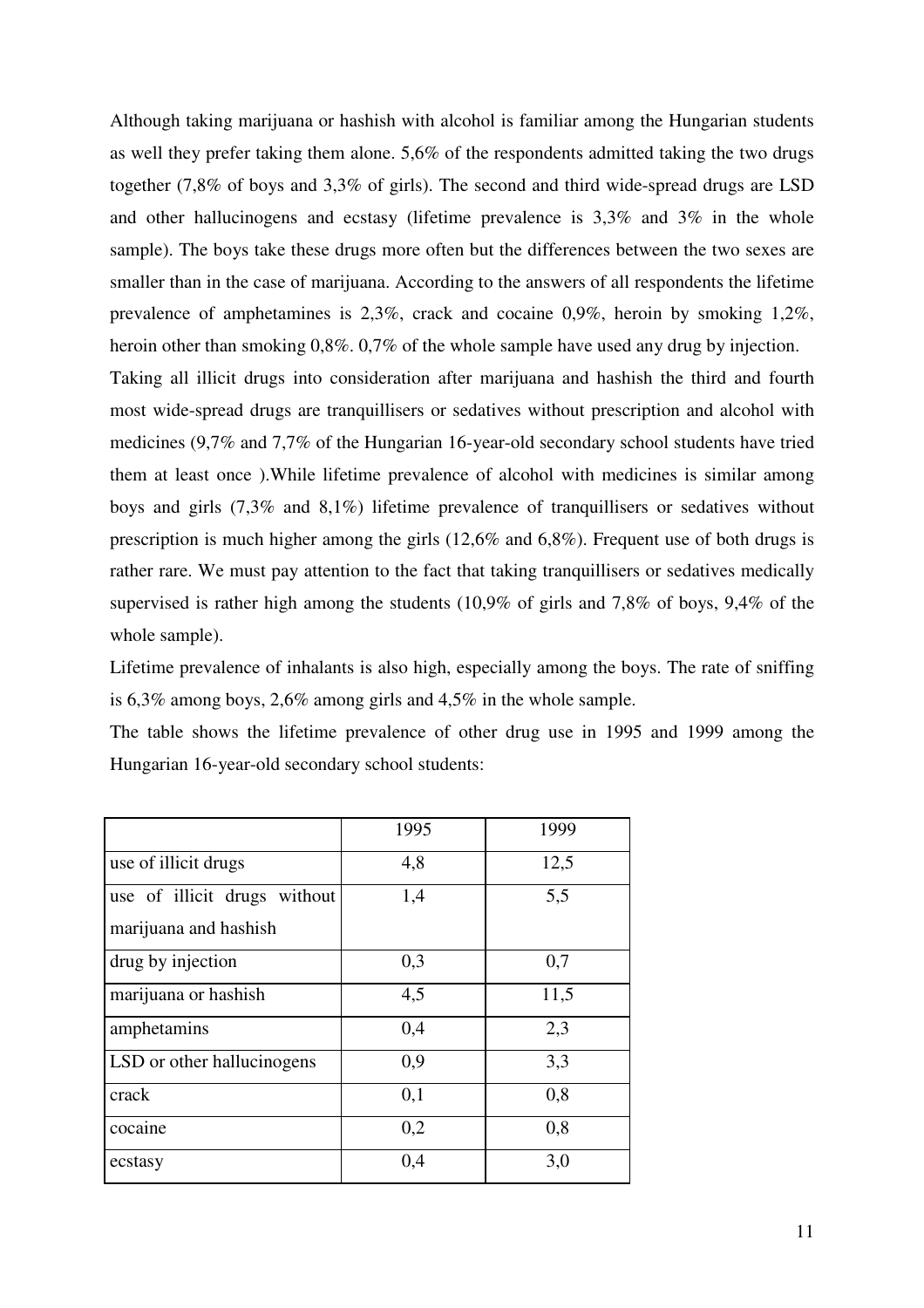Although taking marijuana or hashish with alcohol is familiar among the Hungarian students as well they prefer taking them alone. 5,6% of the respondents admitted taking the two drugs together (7,8% of boys and 3,3% of girls). The second and third wide-spread drugs are LSD and other hallucinogens and ecstasy (lifetime prevalence is 3,3% and 3% in the whole sample). The boys take these drugs more often but the differences between the two sexes are smaller than in the case of marijuana. According to the answers of all respondents the lifetime prevalence of amphetamines is 2,3%, crack and cocaine 0,9%, heroin by smoking 1,2%, heroin other than smoking 0,8%. 0,7% of the whole sample have used any drug by injection.

Taking all illicit drugs into consideration after marijuana and hashish the third and fourth most wide-spread drugs are tranquillisers or sedatives without prescription and alcohol with medicines (9,7% and 7,7% of the Hungarian 16-year-old secondary school students have tried them at least once ).While lifetime prevalence of alcohol with medicines is similar among boys and girls (7,3% and 8,1%) lifetime prevalence of tranquillisers or sedatives without prescription is much higher among the girls (12,6% and 6,8%). Frequent use of both drugs is rather rare. We must pay attention to the fact that taking tranquillisers or sedatives medically supervised is rather high among the students (10,9% of girls and 7,8% of boys, 9,4% of the whole sample).

Lifetime prevalence of inhalants is also high, especially among the boys. The rate of sniffing is 6,3% among boys, 2,6% among girls and 4,5% in the whole sample.

The table shows the lifetime prevalence of other drug use in 1995 and 1999 among the Hungarian 16-year-old secondary school students:

| | 1995 | 1999 |
|---|---|---|
| use of illicit drugs | 4,8 | 12,5 |
| use of illicit drugs without marijuana and hashish | 1,4 | 5,5 |
| drug by injection | 0,3 | 0,7 |
| marijuana or hashish | 4,5 | 11,5 |
| amphetamins | 0,4 | 2,3 |
| LSD or other hallucinogens | 0,9 | 3,3 |
| crack | 0,1 | 0,8 |
| cocaine | 0,2 | 0,8 |
| ecstasy | 0,4 | 3,0 |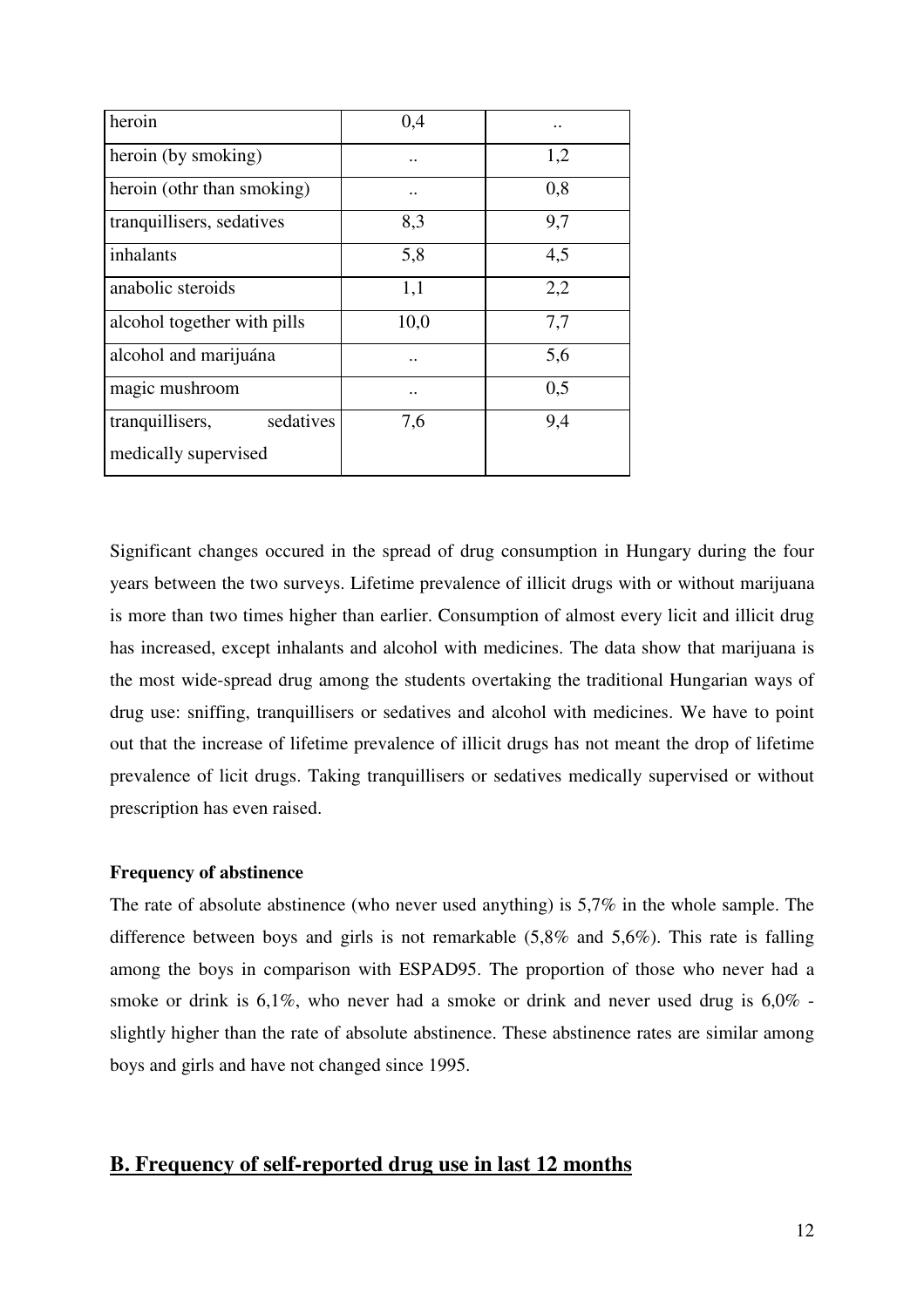| | | |
|---|---|---|
| heroin | 0,4 | .. |
| heroin (by smoking) | .. | 1,2 |
| heroin (othr than smoking) | .. | 0,8 |
| tranquillisers, sedatives | 8,3 | 9,7 |
| inhalants | 5,8 | 4,5 |
| anabolic steroids | 1,1 | 2,2 |
| alcohol together with pills | 10,0 | 7,7 |
| alcohol and marijuána | .. | 5,6 |
| magic mushroom | .. | 0,5 |
| tranquillisers, sedatives medically supervised | 7,6 | 9,4 |

Significant changes occured in the spread of drug consumption in Hungary during the four years between the two surveys. Lifetime prevalence of illicit drugs with or without marijuana is more than two times higher than earlier. Consumption of almost every licit and illicit drug has increased, except inhalants and alcohol with medicines. The data show that marijuana is the most wide-spread drug among the students overtaking the traditional Hungarian ways of drug use: sniffing, tranquillisers or sedatives and alcohol with medicines. We have to point out that the increase of lifetime prevalence of illicit drugs has not meant the drop of lifetime prevalence of licit drugs. Taking tranquillisers or sedatives medically supervised or without prescription has even raised.

**Frequency of abstinence**

The rate of absolute abstinence (who never used anything) is 5,7% in the whole sample. The difference between boys and girls is not remarkable (5,8% and 5,6%). This rate is falling among the boys in comparison with ESPAD95. The proportion of those who never had a smoke or drink is 6,1%, who never had a smoke or drink and never used drug is 6,0% - slightly higher than the rate of absolute abstinence. These abstinence rates are similar among boys and girls and have not changed since 1995.

## B. Frequency of self-reported drug use in last 12 months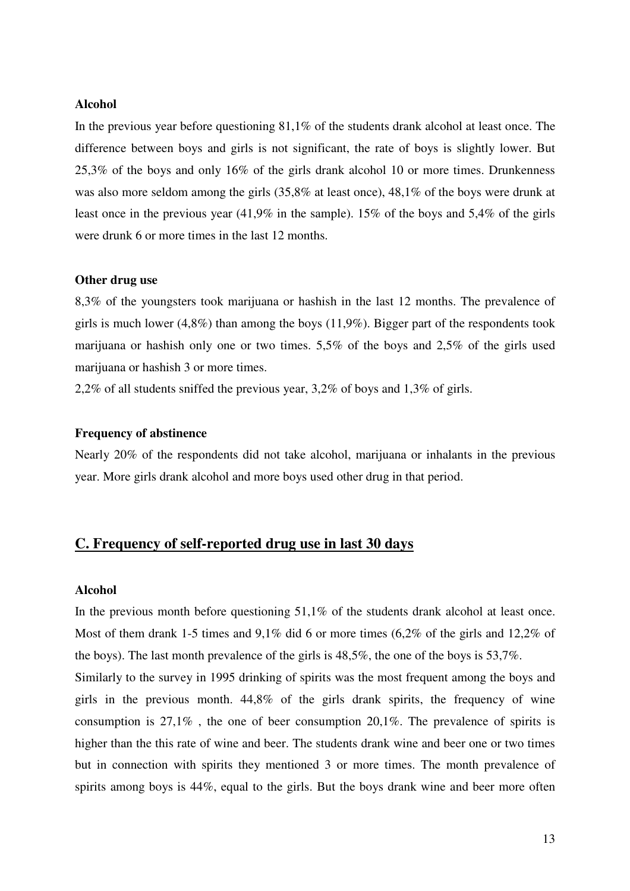**Alcohol**

In the previous year before questioning 81,1% of the students drank alcohol at least once. The difference between boys and girls is not significant, the rate of boys is slightly lower. But 25,3% of the boys and only 16% of the girls drank alcohol 10 or more times. Drunkenness was also more seldom among the girls (35,8% at least once), 48,1% of the boys were drunk at least once in the previous year (41,9% in the sample). 15% of the boys and 5,4% of the girls were drunk 6 or more times in the last 12 months.

**Other drug use**

8,3% of the youngsters took marijuana or hashish in the last 12 months. The prevalence of girls is much lower (4,8%) than among the boys (11,9%). Bigger part of the respondents took marijuana or hashish only one or two times. 5,5% of the boys and 2,5% of the girls used marijuana or hashish 3 or more times.

2,2% of all students sniffed the previous year, 3,2% of boys and 1,3% of girls.

**Frequency of abstinence**

Nearly 20% of the respondents did not take alcohol, marijuana or inhalants in the previous year. More girls drank alcohol and more boys used other drug in that period.

## C. Frequency of self-reported drug use in last 30 days

**Alcohol**

In the previous month before questioning 51,1% of the students drank alcohol at least once. Most of them drank 1-5 times and 9,1% did 6 or more times (6,2% of the girls and 12,2% of the boys). The last month prevalence of the girls is 48,5%, the one of the boys is 53,7%.

Similarly to the survey in 1995 drinking of spirits was the most frequent among the boys and girls in the previous month. 44,8% of the girls drank spirits, the frequency of wine consumption is 27,1% , the one of beer consumption 20,1%. The prevalence of spirits is higher than the this rate of wine and beer. The students drank wine and beer one or two times but in connection with spirits they mentioned 3 or more times. The month prevalence of spirits among boys is 44%, equal to the girls. But the boys drank wine and beer more often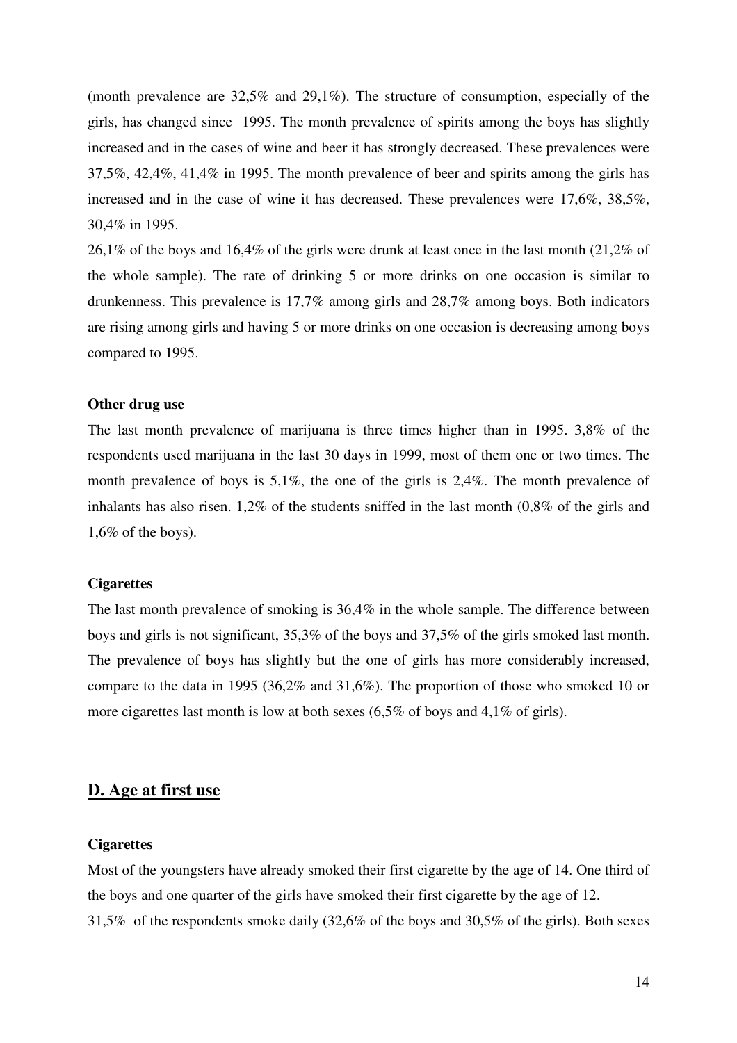(month prevalence are 32,5% and 29,1%). The structure of consumption, especially of the girls, has changed since 1995. The month prevalence of spirits among the boys has slightly increased and in the cases of wine and beer it has strongly decreased. These prevalences were 37,5%, 42,4%, 41,4% in 1995. The month prevalence of beer and spirits among the girls has increased and in the case of wine it has decreased. These prevalences were 17,6%, 38,5%, 30,4% in 1995.

26,1% of the boys and 16,4% of the girls were drunk at least once in the last month (21,2% of the whole sample). The rate of drinking 5 or more drinks on one occasion is similar to drunkenness. This prevalence is 17,7% among girls and 28,7% among boys. Both indicators are rising among girls and having 5 or more drinks on one occasion is decreasing among boys compared to 1995.

**Other drug use**

The last month prevalence of marijuana is three times higher than in 1995. 3,8% of the respondents used marijuana in the last 30 days in 1999, most of them one or two times. The month prevalence of boys is 5,1%, the one of the girls is 2,4%. The month prevalence of inhalants has also risen. 1,2% of the students sniffed in the last month (0,8% of the girls and 1,6% of the boys).

**Cigarettes**

The last month prevalence of smoking is 36,4% in the whole sample. The difference between boys and girls is not significant, 35,3% of the boys and 37,5% of the girls smoked last month. The prevalence of boys has slightly but the one of girls has more considerably increased, compare to the data in 1995 (36,2% and 31,6%). The proportion of those who smoked 10 or more cigarettes last month is low at both sexes (6,5% of boys and 4,1% of girls).

## D. Age at first use

**Cigarettes**

Most of the youngsters have already smoked their first cigarette by the age of 14. One third of the boys and one quarter of the girls have smoked their first cigarette by the age of 12.

31,5% of the respondents smoke daily (32,6% of the boys and 30,5% of the girls). Both sexes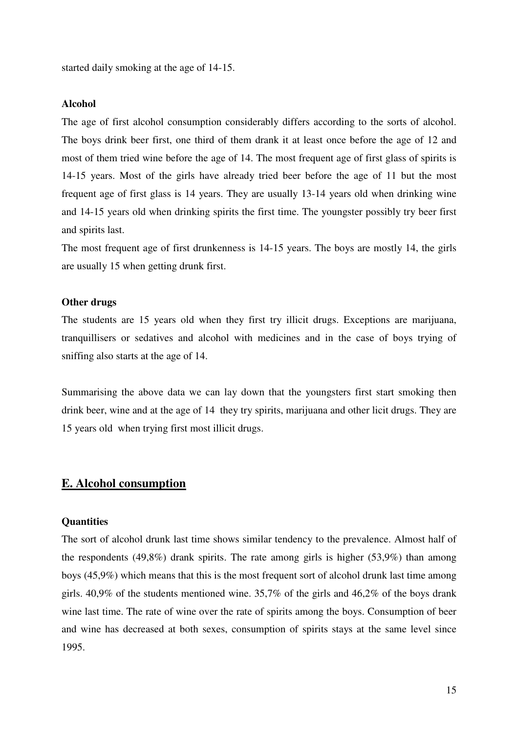started daily smoking at the age of 14-15.

**Alcohol**

The age of first alcohol consumption considerably differs according to the sorts of alcohol. The boys drink beer first, one third of them drank it at least once before the age of 12 and most of them tried wine before the age of 14. The most frequent age of first glass of spirits is 14-15 years. Most of the girls have already tried beer before the age of 11 but the most frequent age of first glass is 14 years. They are usually 13-14 years old when drinking wine and 14-15 years old when drinking spirits the first time. The youngster possibly try beer first and spirits last.

The most frequent age of first drunkenness is 14-15 years. The boys are mostly 14, the girls are usually 15 when getting drunk first.

**Other drugs**

The students are 15 years old when they first try illicit drugs. Exceptions are marijuana, tranquillisers or sedatives and alcohol with medicines and in the case of boys trying of sniffing also starts at the age of 14.

Summarising the above data we can lay down that the youngsters first start smoking then drink beer, wine and at the age of 14 they try spirits, marijuana and other licit drugs. They are 15 years old when trying first most illicit drugs.

## E. Alcohol consumption

**Quantities**

The sort of alcohol drunk last time shows similar tendency to the prevalence. Almost half of the respondents (49,8%) drank spirits. The rate among girls is higher (53,9%) than among boys (45,9%) which means that this is the most frequent sort of alcohol drunk last time among girls. 40,9% of the students mentioned wine. 35,7% of the girls and 46,2% of the boys drank wine last time. The rate of wine over the rate of spirits among the boys. Consumption of beer and wine has decreased at both sexes, consumption of spirits stays at the same level since 1995.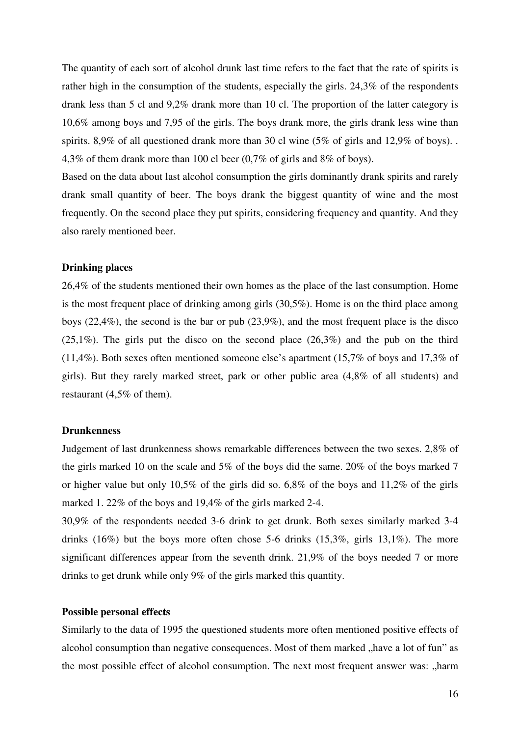The quantity of each sort of alcohol drunk last time refers to the fact that the rate of spirits is rather high in the consumption of the students, especially the girls. 24,3% of the respondents drank less than 5 cl and 9,2% drank more than 10 cl. The proportion of the latter category is 10,6% among boys and 7,95 of the girls. The boys drank more, the girls drank less wine than spirits. 8,9% of all questioned drank more than 30 cl wine (5% of girls and 12,9% of boys). . 4,3% of them drank more than 100 cl beer (0,7% of girls and 8% of boys).

Based on the data about last alcohol consumption the girls dominantly drank spirits and rarely drank small quantity of beer. The boys drank the biggest quantity of wine and the most frequently. On the second place they put spirits, considering frequency and quantity. And they also rarely mentioned beer.

**Drinking places**

26,4% of the students mentioned their own homes as the place of the last consumption. Home is the most frequent place of drinking among girls (30,5%). Home is on the third place among boys (22,4%), the second is the bar or pub (23,9%), and the most frequent place is the disco (25,1%). The girls put the disco on the second place (26,3%) and the pub on the third (11,4%). Both sexes often mentioned someone else's apartment (15,7% of boys and 17,3% of girls). But they rarely marked street, park or other public area (4,8% of all students) and restaurant (4,5% of them).

**Drunkenness**

Judgement of last drunkenness shows remarkable differences between the two sexes. 2,8% of the girls marked 10 on the scale and 5% of the boys did the same. 20% of the boys marked 7 or higher value but only 10,5% of the girls did so. 6,8% of the boys and 11,2% of the girls marked 1. 22% of the boys and 19,4% of the girls marked 2-4.

30,9% of the respondents needed 3-6 drink to get drunk. Both sexes similarly marked 3-4 drinks (16%) but the boys more often chose 5-6 drinks (15,3%, girls 13,1%). The more significant differences appear from the seventh drink. 21,9% of the boys needed 7 or more drinks to get drunk while only 9% of the girls marked this quantity.

**Possible personal effects**

Similarly to the data of 1995 the questioned students more often mentioned positive effects of alcohol consumption than negative consequences. Most of them marked „have a lot of fun" as the most possible effect of alcohol consumption. The next most frequent answer was: „harm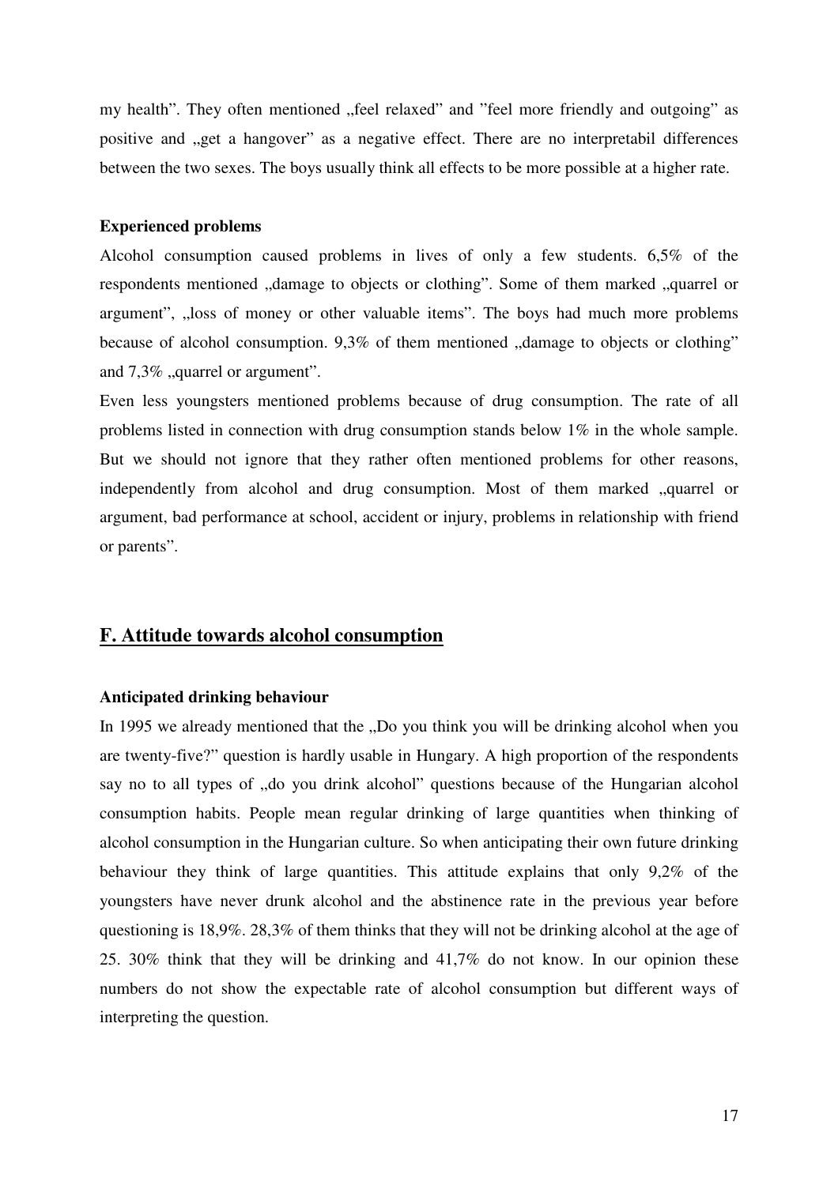my health". They often mentioned „feel relaxed" and "feel more friendly and outgoing" as positive and „get a hangover" as a negative effect. There are no interpretabil differences between the two sexes. The boys usually think all effects to be more possible at a higher rate.

**Experienced problems**

Alcohol consumption caused problems in lives of only a few students. 6,5% of the respondents mentioned „damage to objects or clothing". Some of them marked „quarrel or argument", „loss of money or other valuable items". The boys had much more problems because of alcohol consumption. 9,3% of them mentioned „damage to objects or clothing" and 7,3% „quarrel or argument".

Even less youngsters mentioned problems because of drug consumption. The rate of all problems listed in connection with drug consumption stands below 1% in the whole sample. But we should not ignore that they rather often mentioned problems for other reasons, independently from alcohol and drug consumption. Most of them marked „quarrel or argument, bad performance at school, accident or injury, problems in relationship with friend or parents".

## F. Attitude towards alcohol consumption

**Anticipated drinking behaviour**

In 1995 we already mentioned that the „Do you think you will be drinking alcohol when you are twenty-five?" question is hardly usable in Hungary. A high proportion of the respondents say no to all types of „do you drink alcohol" questions because of the Hungarian alcohol consumption habits. People mean regular drinking of large quantities when thinking of alcohol consumption in the Hungarian culture. So when anticipating their own future drinking behaviour they think of large quantities. This attitude explains that only 9,2% of the youngsters have never drunk alcohol and the abstinence rate in the previous year before questioning is 18,9%. 28,3% of them thinks that they will not be drinking alcohol at the age of 25. 30% think that they will be drinking and 41,7% do not know. In our opinion these numbers do not show the expectable rate of alcohol consumption but different ways of interpreting the question.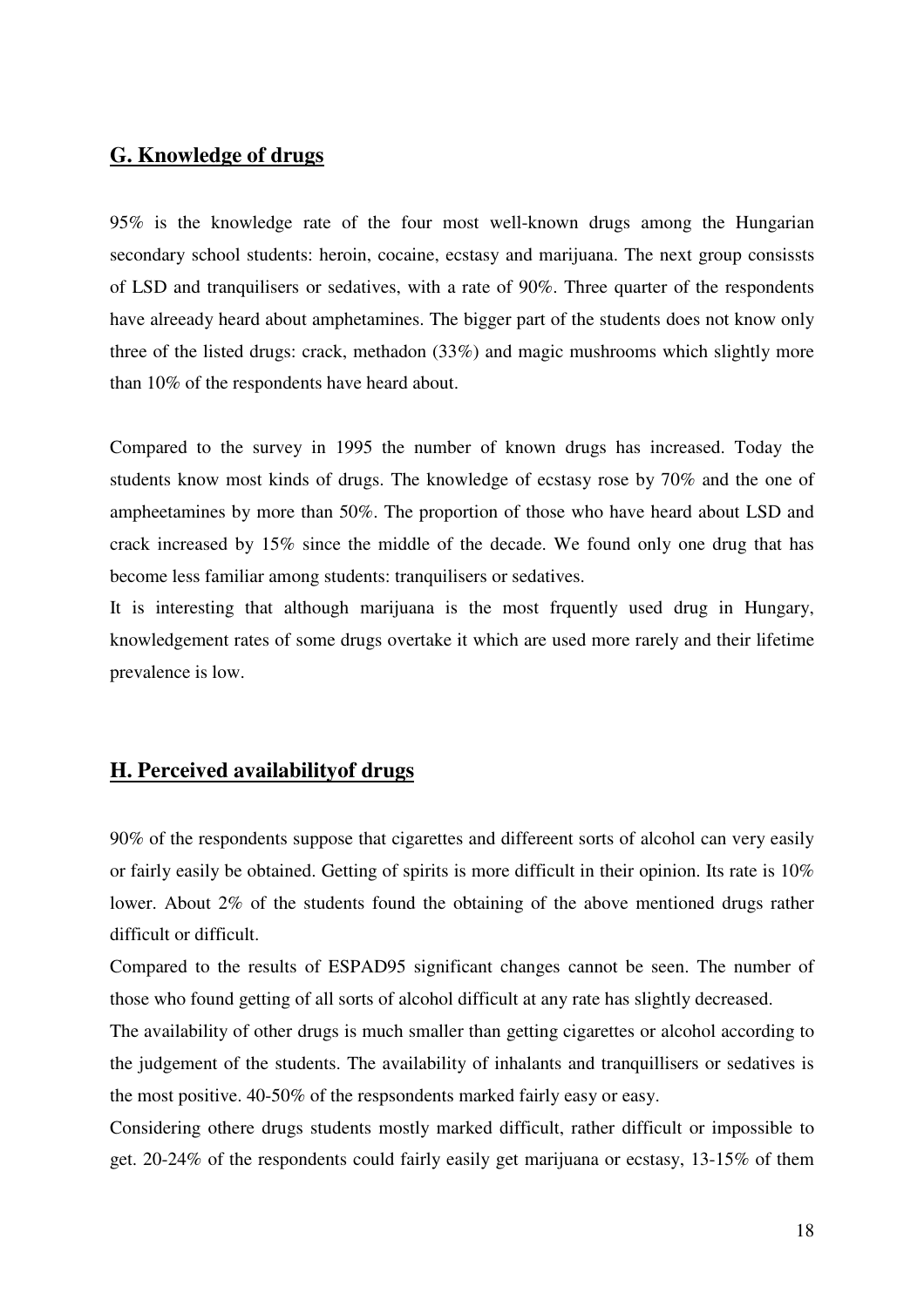## G. Knowledge of drugs

95% is the knowledge rate of the four most well-known drugs among the Hungarian secondary school students: heroin, cocaine, ecstasy and marijuana. The next group consissts of LSD and tranquilisers or sedatives, with a rate of 90%. Three quarter of the respondents have alreeady heard about amphetamines. The bigger part of the students does not know only three of the listed drugs: crack, methadon (33%) and magic mushrooms which slightly more than 10% of the respondents have heard about.

Compared to the survey in 1995 the number of known drugs has increased. Today the students know most kinds of drugs. The knowledge of ecstasy rose by 70% and the one of ampheetamines by more than 50%. The proportion of those who have heard about LSD and crack increased by 15% since the middle of the decade. We found only one drug that has become less familiar among students: tranquilisers or sedatives.

It is interesting that although marijuana is the most frquently used drug in Hungary, knowledgement rates of some drugs overtake it which are used more rarely and their lifetime prevalence is low.

## H. Perceived availabilityof drugs

90% of the respondents suppose that cigarettes and differeent sorts of alcohol can very easily or fairly easily be obtained. Getting of spirits is more difficult in their opinion. Its rate is 10% lower. About 2% of the students found the obtaining of the above mentioned drugs rather difficult or difficult.

Compared to the results of ESPAD95 significant changes cannot be seen. The number of those who found getting of all sorts of alcohol difficult at any rate has slightly decreased.

The availability of other drugs is much smaller than getting cigarettes or alcohol according to the judgement of the students. The availability of inhalants and tranquillisers or sedatives is the most positive. 40-50% of the respsondents marked fairly easy or easy.

Considering othere drugs students mostly marked difficult, rather difficult or impossible to get. 20-24% of the respondents could fairly easily get marijuana or ecstasy, 13-15% of them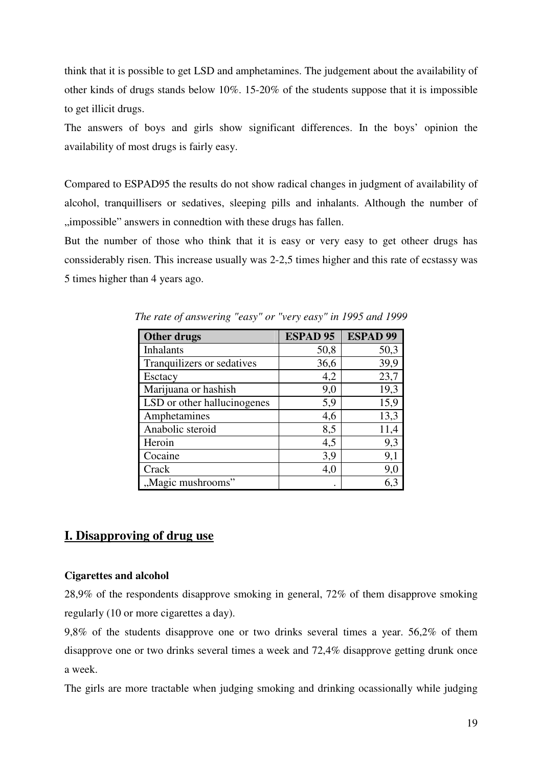think that it is possible to get LSD and amphetamines. The judgement about the availability of other kinds of drugs stands below 10%. 15-20% of the students suppose that it is impossible to get illicit drugs.

The answers of boys and girls show significant differences. In the boys' opinion the availability of most drugs is fairly easy.

Compared to ESPAD95 the results do not show radical changes in judgment of availability of alcohol, tranquillisers or sedatives, sleeping pills and inhalants. Although the number of „impossible" answers in connedtion with these drugs has fallen.

But the number of those who think that it is easy or very easy to get otheer drugs has conssiderably risen. This increase usually was 2-2,5 times higher and this rate of ecstassy was 5 times higher than 4 years ago.

*The rate of answering "easy" or "very easy" in 1995 and 1999*

| Other drugs | ESPAD 95 | ESPAD 99 |
|---|---|---|
| Inhalants | 50,8 | 50,3 |
| Tranquilizers or sedatives | 36,6 | 39,9 |
| Esctacy | 4,2 | 23,7 |
| Marijuana or hashish | 9,0 | 19,3 |
| LSD or other hallucinogenes | 5,9 | 15,9 |
| Amphetamines | 4,6 | 13,3 |
| Anabolic steroid | 8,5 | 11,4 |
| Heroin | 4,5 | 9,3 |
| Cocaine | 3,9 | 9,1 |
| Crack | 4,0 | 9,0 |
| „Magic mushrooms" | . | 6,3 |

## I. Disapproving of drug use

### Cigarettes and alcohol

28,9% of the respondents disapprove smoking in general, 72% of them disapprove smoking regularly (10 or more cigarettes a day).

9,8% of the students disapprove one or two drinks several times a year. 56,2% of them disapprove one or two drinks several times a week and 72,4% disapprove getting drunk once a week.

The girls are more tractable when judging smoking and drinking ocassionally while judging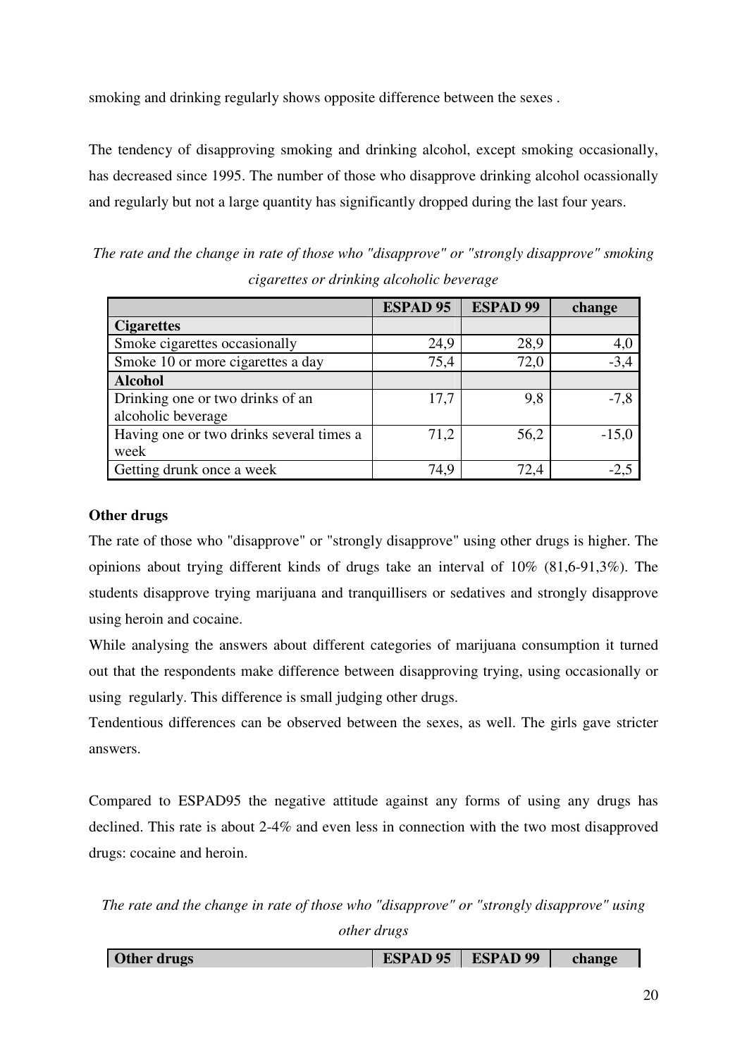smoking and drinking regularly shows opposite difference between the sexes .

The tendency of disapproving smoking and drinking alcohol, except smoking occasionally, has decreased since 1995. The number of those who disapprove drinking alcohol ocassionally and regularly but not a large quantity has significantly dropped during the last four years.

*The rate and the change in rate of those who "disapprove" or "strongly disapprove" smoking cigarettes or drinking alcoholic beverage*

| | ESPAD 95 | ESPAD 99 | change |
|---|---|---|---|
| **Cigarettes** | | | |
| Smoke cigarettes occasionally | 24,9 | 28,9 | 4,0 |
| Smoke 10 or more cigarettes a day | 75,4 | 72,0 | -3,4 |
| **Alcohol** | | | |
| Drinking one or two drinks of an alcoholic beverage | 17,7 | 9,8 | -7,8 |
| Having one or two drinks several times a week | 71,2 | 56,2 | -15,0 |
| Getting drunk once a week | 74,9 | 72,4 | -2,5 |

**Other drugs**

The rate of those who "disapprove" or "strongly disapprove" using other drugs is higher. The opinions about trying different kinds of drugs take an interval of 10% (81,6-91,3%). The students disapprove trying marijuana and tranquillisers or sedatives and strongly disapprove using heroin and cocaine.

While analysing the answers about different categories of marijuana consumption it turned out that the respondents make difference between disapproving trying, using occasionally or using regularly. This difference is small judging other drugs.

Tendentious differences can be observed between the sexes, as well. The girls gave stricter answers.

Compared to ESPAD95 the negative attitude against any forms of using any drugs has declined. This rate is about 2-4% and even less in connection with the two most disapproved drugs: cocaine and heroin.

*The rate and the change in rate of those who "disapprove" or "strongly disapprove" using other drugs*

| Other drugs | ESPAD 95 | ESPAD 99 | change |
|---|---|---|---|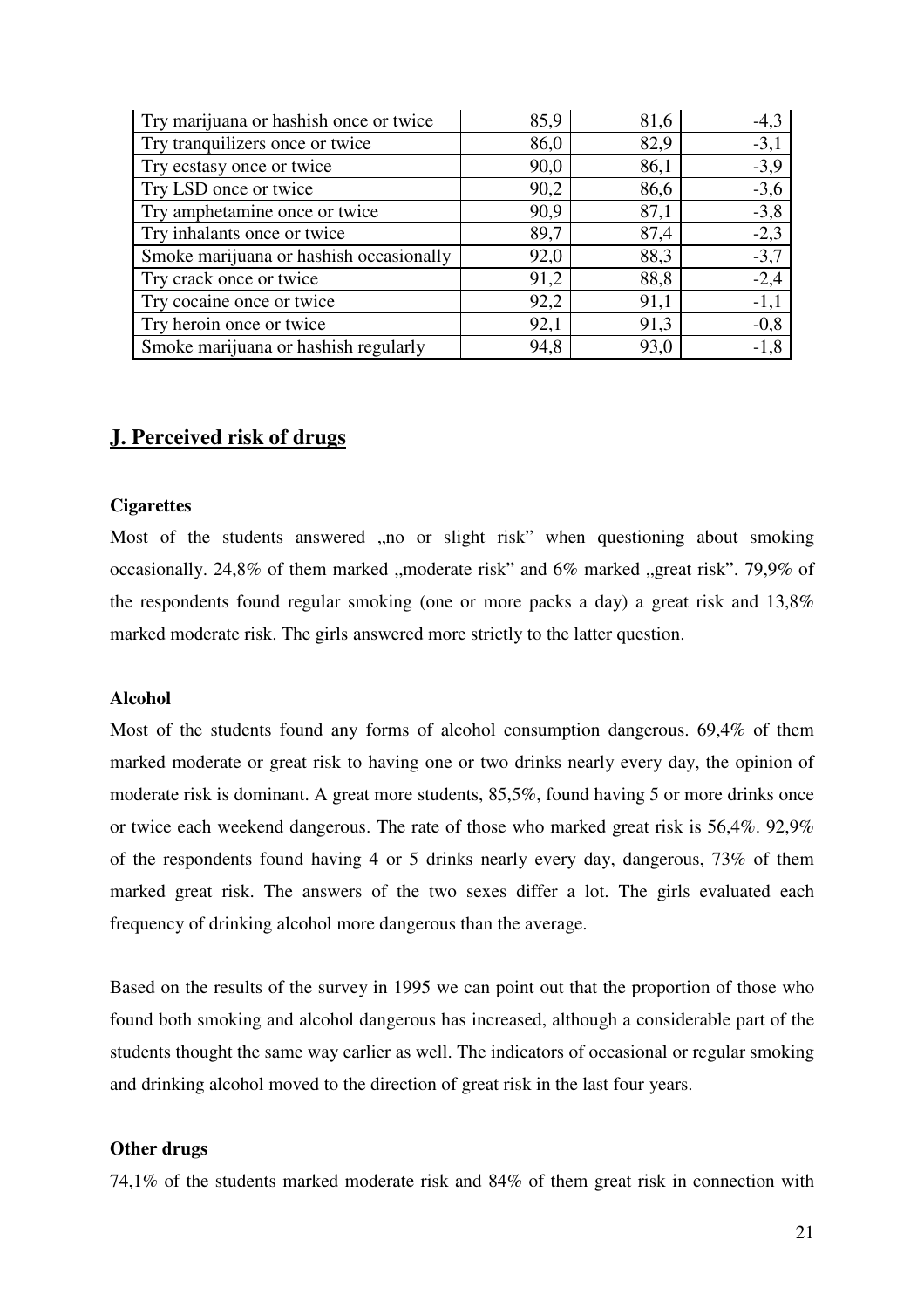| Try marijuana or hashish once or twice | 85,9 | 81,6 | -4,3 |
|---|---|---|---|
| Try tranquilizers once or twice | 86,0 | 82,9 | -3,1 |
| Try ecstasy once or twice | 90,0 | 86,1 | -3,9 |
| Try LSD once or twice | 90,2 | 86,6 | -3,6 |
| Try amphetamine once or twice | 90,9 | 87,1 | -3,8 |
| Try inhalants once or twice | 89,7 | 87,4 | -2,3 |
| Smoke marijuana or hashish occasionally | 92,0 | 88,3 | -3,7 |
| Try crack once or twice | 91,2 | 88,8 | -2,4 |
| Try cocaine once or twice | 92,2 | 91,1 | -1,1 |
| Try heroin once or twice | 92,1 | 91,3 | -0,8 |
| Smoke marijuana or hashish regularly | 94,8 | 93,0 | -1,8 |

## J. Perceived risk of drugs

**Cigarettes**

Most of the students answered „no or slight risk" when questioning about smoking occasionally. 24,8% of them marked „moderate risk" and 6% marked „great risk". 79,9% of the respondents found regular smoking (one or more packs a day) a great risk and 13,8% marked moderate risk. The girls answered more strictly to the latter question.

**Alcohol**

Most of the students found any forms of alcohol consumption dangerous. 69,4% of them marked moderate or great risk to having one or two drinks nearly every day, the opinion of moderate risk is dominant. A great more students, 85,5%, found having 5 or more drinks once or twice each weekend dangerous. The rate of those who marked great risk is 56,4%. 92,9% of the respondents found having 4 or 5 drinks nearly every day, dangerous, 73% of them marked great risk. The answers of the two sexes differ a lot. The girls evaluated each frequency of drinking alcohol more dangerous than the average.

Based on the results of the survey in 1995 we can point out that the proportion of those who found both smoking and alcohol dangerous has increased, although a considerable part of the students thought the same way earlier as well. The indicators of occasional or regular smoking and drinking alcohol moved to the direction of great risk in the last four years.

**Other drugs**

74,1% of the students marked moderate risk and 84% of them great risk in connection with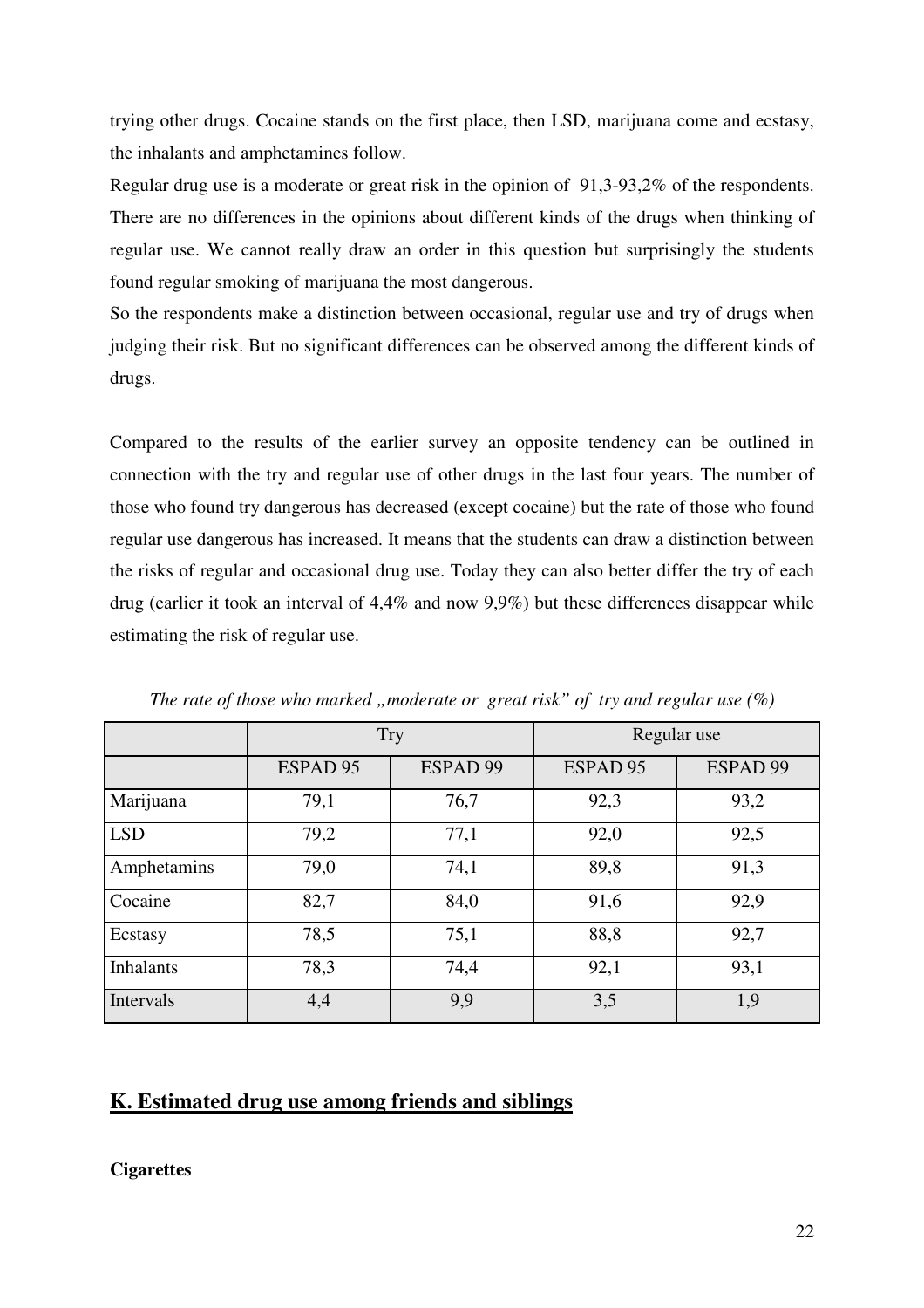trying other drugs. Cocaine stands on the first place, then LSD, marijuana come and ecstasy, the inhalants and amphetamines follow.

Regular drug use is a moderate or great risk in the opinion of 91,3-93,2% of the respondents. There are no differences in the opinions about different kinds of the drugs when thinking of regular use. We cannot really draw an order in this question but surprisingly the students found regular smoking of marijuana the most dangerous.

So the respondents make a distinction between occasional, regular use and try of drugs when judging their risk. But no significant differences can be observed among the different kinds of drugs.

Compared to the results of the earlier survey an opposite tendency can be outlined in connection with the try and regular use of other drugs in the last four years. The number of those who found try dangerous has decreased (except cocaine) but the rate of those who found regular use dangerous has increased. It means that the students can draw a distinction between the risks of regular and occasional drug use. Today they can also better differ the try of each drug (earlier it took an interval of 4,4% and now 9,9%) but these differences disappear while estimating the risk of regular use.

*The rate of those who marked „moderate or great risk" of try and regular use (%)*

| | Try | | Regular use | |
|---|---|---|---|---|
| | ESPAD 95 | ESPAD 99 | ESPAD 95 | ESPAD 99 |
| Marijuana | 79,1 | 76,7 | 92,3 | 93,2 |
| LSD | 79,2 | 77,1 | 92,0 | 92,5 |
| Amphetamins | 79,0 | 74,1 | 89,8 | 91,3 |
| Cocaine | 82,7 | 84,0 | 91,6 | 92,9 |
| Ecstasy | 78,5 | 75,1 | 88,8 | 92,7 |
| Inhalants | 78,3 | 74,4 | 92,1 | 93,1 |
| Intervals | 4,4 | 9,9 | 3,5 | 1,9 |

## K. Estimated drug use among friends and siblings

**Cigarettes**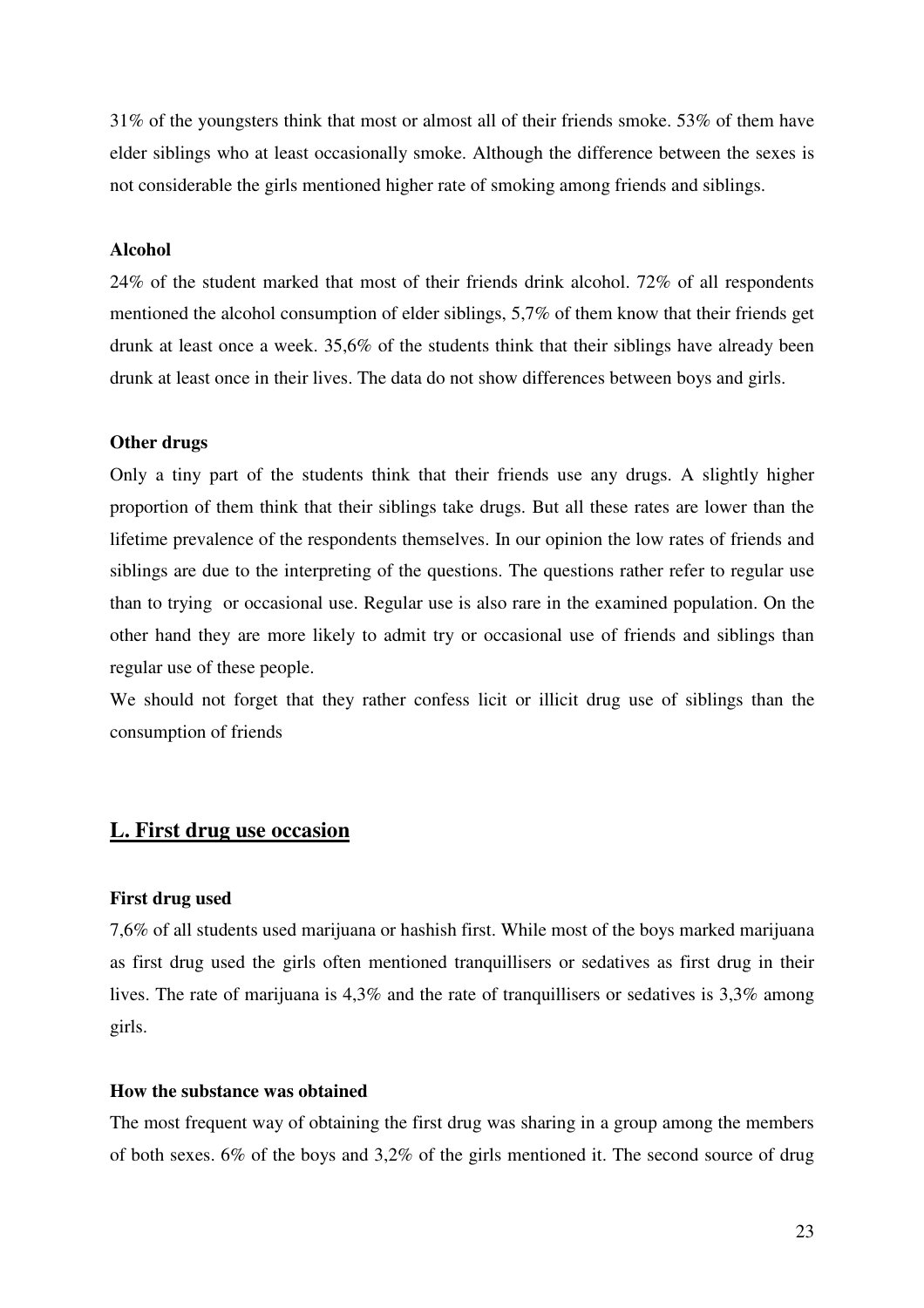31% of the youngsters think that most or almost all of their friends smoke. 53% of them have elder siblings who at least occasionally smoke. Although the difference between the sexes is not considerable the girls mentioned higher rate of smoking among friends and siblings.

**Alcohol**

24% of the student marked that most of their friends drink alcohol. 72% of all respondents mentioned the alcohol consumption of elder siblings, 5,7% of them know that their friends get drunk at least once a week. 35,6% of the students think that their siblings have already been drunk at least once in their lives. The data do not show differences between boys and girls.

**Other drugs**

Only a tiny part of the students think that their friends use any drugs. A slightly higher proportion of them think that their siblings take drugs. But all these rates are lower than the lifetime prevalence of the respondents themselves. In our opinion the low rates of friends and siblings are due to the interpreting of the questions. The questions rather refer to regular use than to trying or occasional use. Regular use is also rare in the examined population. On the other hand they are more likely to admit try or occasional use of friends and siblings than regular use of these people.

We should not forget that they rather confess licit or illicit drug use of siblings than the consumption of friends

## L. First drug use occasion

**First drug used**

7,6% of all students used marijuana or hashish first. While most of the boys marked marijuana as first drug used the girls often mentioned tranquillisers or sedatives as first drug in their lives. The rate of marijuana is 4,3% and the rate of tranquillisers or sedatives is 3,3% among girls.

**How the substance was obtained**

The most frequent way of obtaining the first drug was sharing in a group among the members of both sexes. 6% of the boys and 3,2% of the girls mentioned it. The second source of drug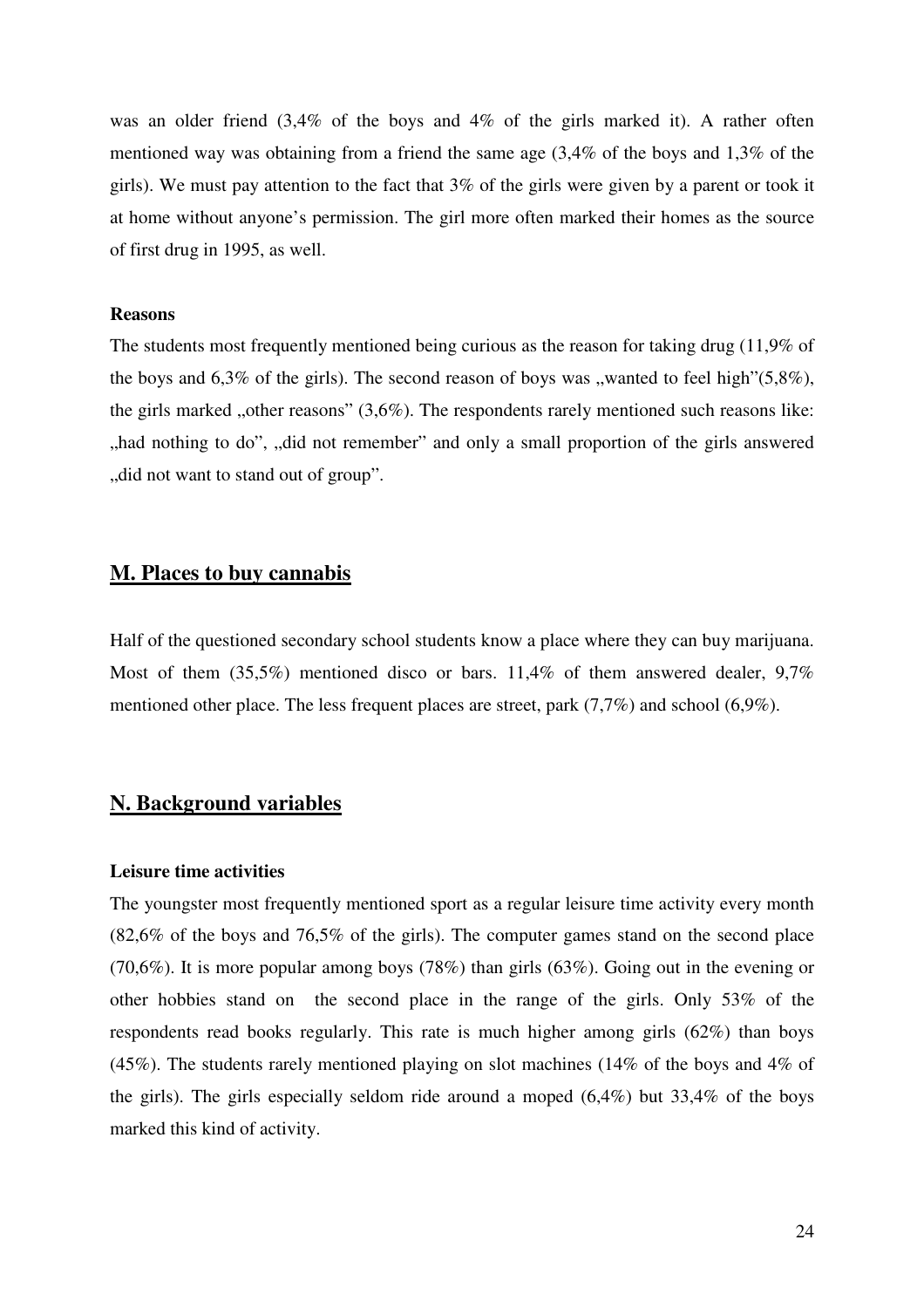was an older friend (3,4% of the boys and 4% of the girls marked it). A rather often mentioned way was obtaining from a friend the same age (3,4% of the boys and 1,3% of the girls). We must pay attention to the fact that 3% of the girls were given by a parent or took it at home without anyone's permission. The girl more often marked their homes as the source of first drug in 1995, as well.

**Reasons**

The students most frequently mentioned being curious as the reason for taking drug (11,9% of the boys and 6,3% of the girls). The second reason of boys was „wanted to feel high"(5,8%), the girls marked „other reasons" (3,6%). The respondents rarely mentioned such reasons like: „had nothing to do", „did not remember" and only a small proportion of the girls answered „did not want to stand out of group".

## M. Places to buy cannabis

Half of the questioned secondary school students know a place where they can buy marijuana. Most of them (35,5%) mentioned disco or bars. 11,4% of them answered dealer, 9,7% mentioned other place. The less frequent places are street, park (7,7%) and school (6,9%).

## N. Background variables

**Leisure time activities**

The youngster most frequently mentioned sport as a regular leisure time activity every month (82,6% of the boys and 76,5% of the girls). The computer games stand on the second place (70,6%). It is more popular among boys (78%) than girls (63%). Going out in the evening or other hobbies stand on the second place in the range of the girls. Only 53% of the respondents read books regularly. This rate is much higher among girls (62%) than boys (45%). The students rarely mentioned playing on slot machines (14% of the boys and 4% of the girls). The girls especially seldom ride around a moped (6,4%) but 33,4% of the boys marked this kind of activity.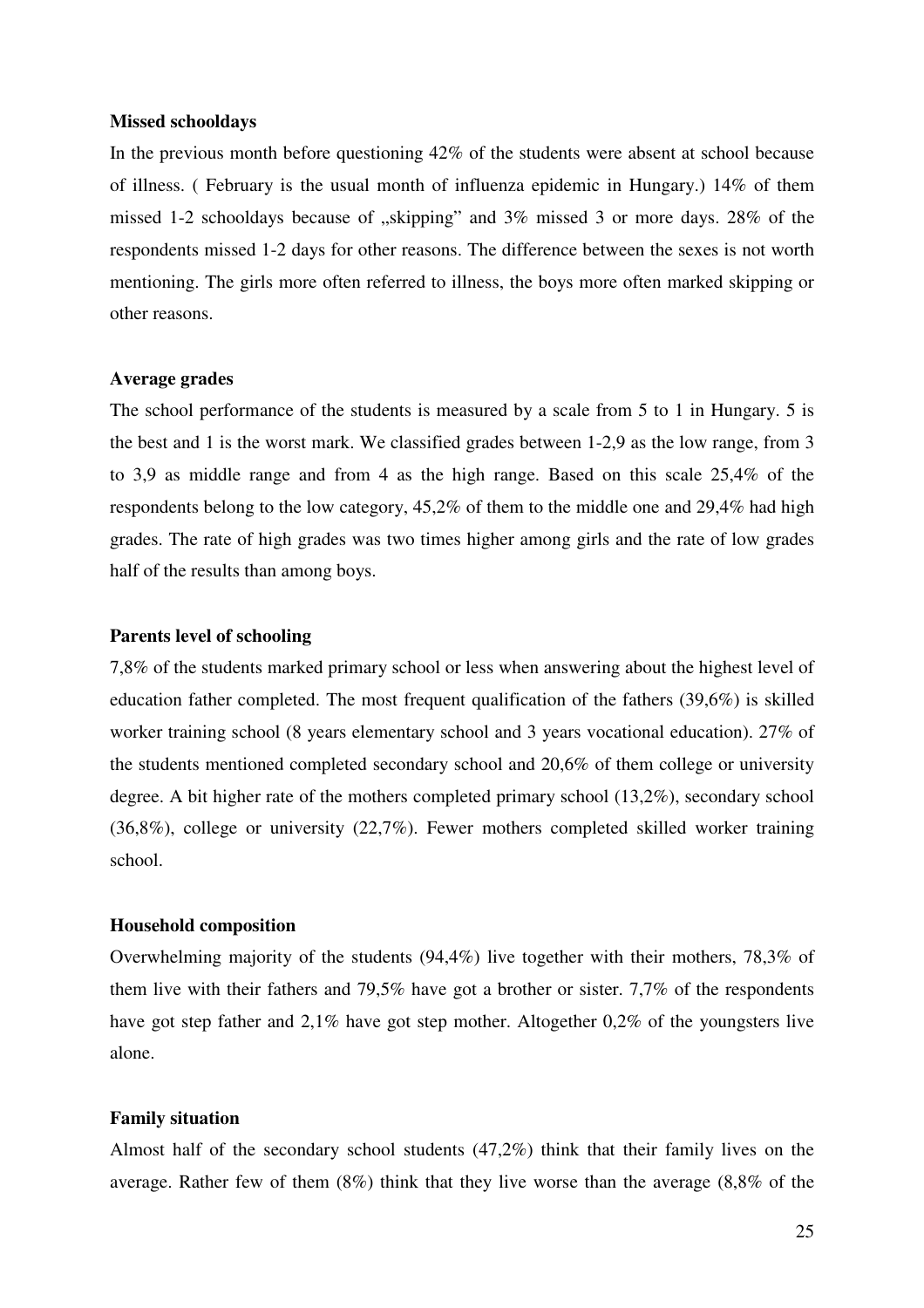**Missed schooldays**

In the previous month before questioning 42% of the students were absent at school because of illness. ( February is the usual month of influenza epidemic in Hungary.) 14% of them missed 1-2 schooldays because of „skipping" and 3% missed 3 or more days. 28% of the respondents missed 1-2 days for other reasons. The difference between the sexes is not worth mentioning. The girls more often referred to illness, the boys more often marked skipping or other reasons.

**Average grades**

The school performance of the students is measured by a scale from 5 to 1 in Hungary. 5 is the best and 1 is the worst mark. We classified grades between 1-2,9 as the low range, from 3 to 3,9 as middle range and from 4 as the high range. Based on this scale 25,4% of the respondents belong to the low category, 45,2% of them to the middle one and 29,4% had high grades. The rate of high grades was two times higher among girls and the rate of low grades half of the results than among boys.

**Parents level of schooling**

7,8% of the students marked primary school or less when answering about the highest level of education father completed. The most frequent qualification of the fathers (39,6%) is skilled worker training school (8 years elementary school and 3 years vocational education). 27% of the students mentioned completed secondary school and 20,6% of them college or university degree. A bit higher rate of the mothers completed primary school (13,2%), secondary school (36,8%), college or university (22,7%). Fewer mothers completed skilled worker training school.

**Household composition**

Overwhelming majority of the students (94,4%) live together with their mothers, 78,3% of them live with their fathers and 79,5% have got a brother or sister. 7,7% of the respondents have got step father and 2,1% have got step mother. Altogether 0,2% of the youngsters live alone.

**Family situation**

Almost half of the secondary school students (47,2%) think that their family lives on the average. Rather few of them (8%) think that they live worse than the average (8,8% of the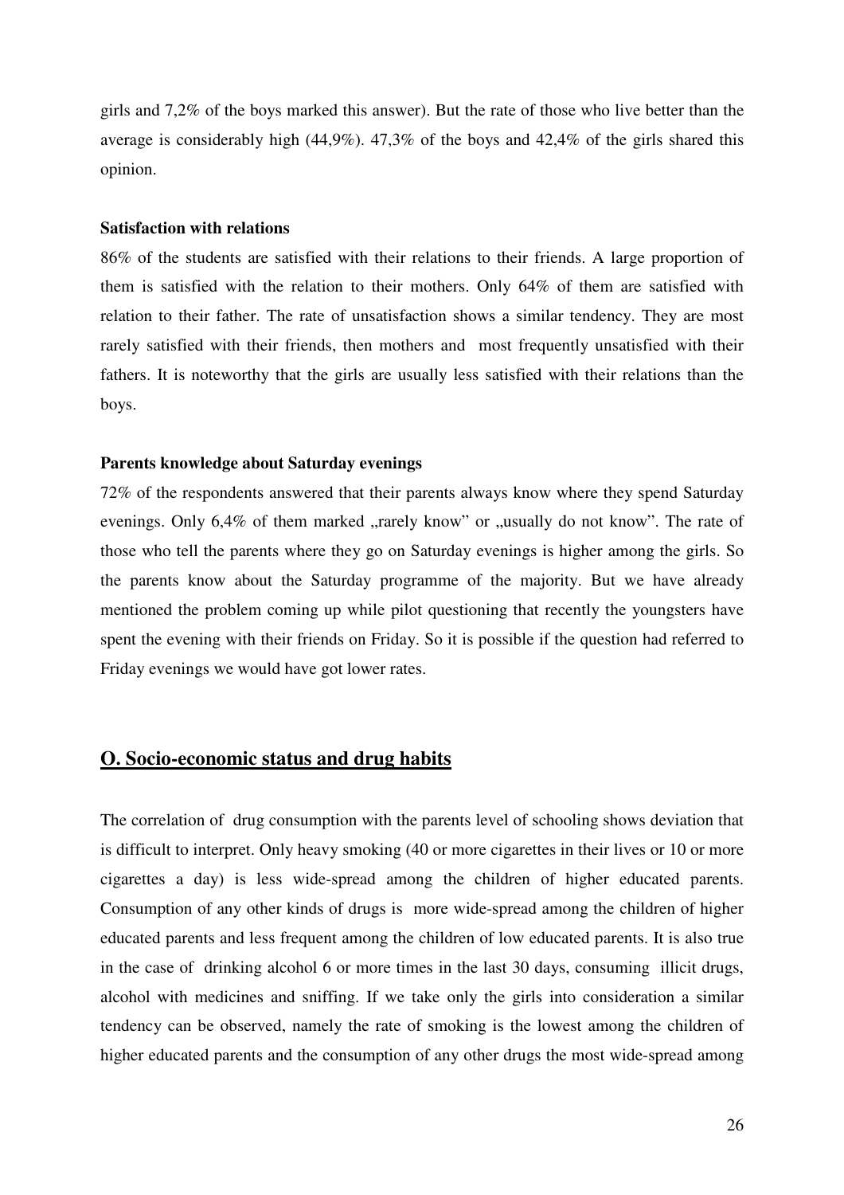girls and 7,2% of the boys marked this answer). But the rate of those who live better than the average is considerably high (44,9%). 47,3% of the boys and 42,4% of the girls shared this opinion.

**Satisfaction with relations**

86% of the students are satisfied with their relations to their friends. A large proportion of them is satisfied with the relation to their mothers. Only 64% of them are satisfied with relation to their father. The rate of unsatisfaction shows a similar tendency. They are most rarely satisfied with their friends, then mothers and most frequently unsatisfied with their fathers. It is noteworthy that the girls are usually less satisfied with their relations than the boys.

**Parents knowledge about Saturday evenings**

72% of the respondents answered that their parents always know where they spend Saturday evenings. Only 6,4% of them marked „rarely know" or „usually do not know". The rate of those who tell the parents where they go on Saturday evenings is higher among the girls. So the parents know about the Saturday programme of the majority. But we have already mentioned the problem coming up while pilot questioning that recently the youngsters have spent the evening with their friends on Friday. So it is possible if the question had referred to Friday evenings we would have got lower rates.

## O. Socio-economic status and drug habits

The correlation of drug consumption with the parents level of schooling shows deviation that is difficult to interpret. Only heavy smoking (40 or more cigarettes in their lives or 10 or more cigarettes a day) is less wide-spread among the children of higher educated parents. Consumption of any other kinds of drugs is more wide-spread among the children of higher educated parents and less frequent among the children of low educated parents. It is also true in the case of drinking alcohol 6 or more times in the last 30 days, consuming illicit drugs, alcohol with medicines and sniffing. If we take only the girls into consideration a similar tendency can be observed, namely the rate of smoking is the lowest among the children of higher educated parents and the consumption of any other drugs the most wide-spread among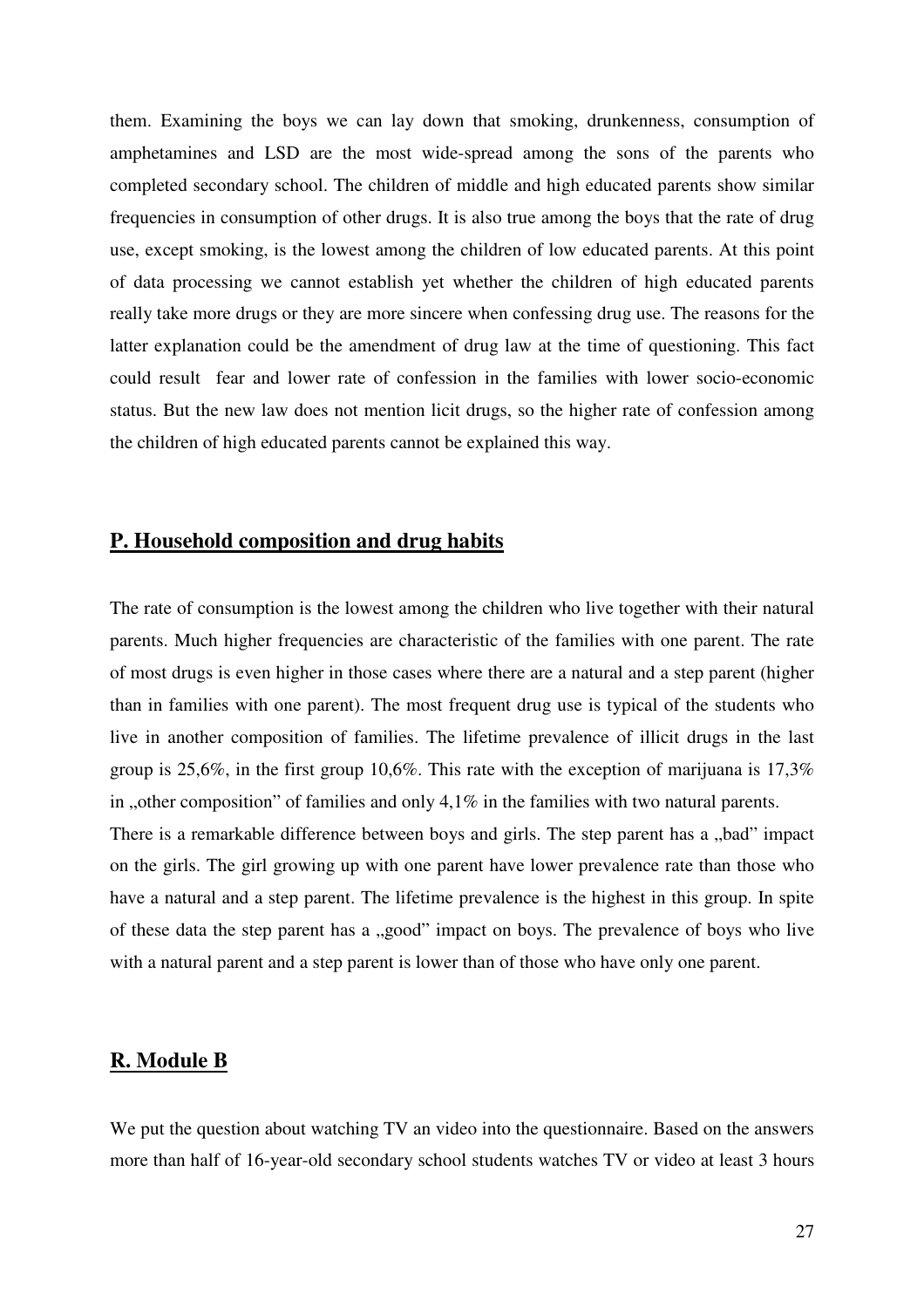them. Examining the boys we can lay down that smoking, drunkenness, consumption of amphetamines and LSD are the most wide-spread among the sons of the parents who completed secondary school. The children of middle and high educated parents show similar frequencies in consumption of other drugs. It is also true among the boys that the rate of drug use, except smoking, is the lowest among the children of low educated parents. At this point of data processing we cannot establish yet whether the children of high educated parents really take more drugs or they are more sincere when confessing drug use. The reasons for the latter explanation could be the amendment of drug law at the time of questioning. This fact could result  fear and lower rate of confession in the families with lower socio-economic status. But the new law does not mention licit drugs, so the higher rate of confession among the children of high educated parents cannot be explained this way.

## P. Household composition and drug habits

The rate of consumption is the lowest among the children who live together with their natural parents. Much higher frequencies are characteristic of the families with one parent. The rate of most drugs is even higher in those cases where there are a natural and a step parent (higher than in families with one parent). The most frequent drug use is typical of the students who live in another composition of families. The lifetime prevalence of illicit drugs in the last group is 25,6%, in the first group 10,6%. This rate with the exception of marijuana is 17,3% in „other composition" of families and only 4,1% in the families with two natural parents.
There is a remarkable difference between boys and girls. The step parent has a „bad" impact on the girls. The girl growing up with one parent have lower prevalence rate than those who have a natural and a step parent. The lifetime prevalence is the highest in this group. In spite of these data the step parent has a „good" impact on boys. The prevalence of boys who live with a natural parent and a step parent is lower than of those who have only one parent.

## R. Module B

We put the question about watching TV an video into the questionnaire. Based on the answers more than half of 16-year-old secondary school students watches TV or video at least 3 hours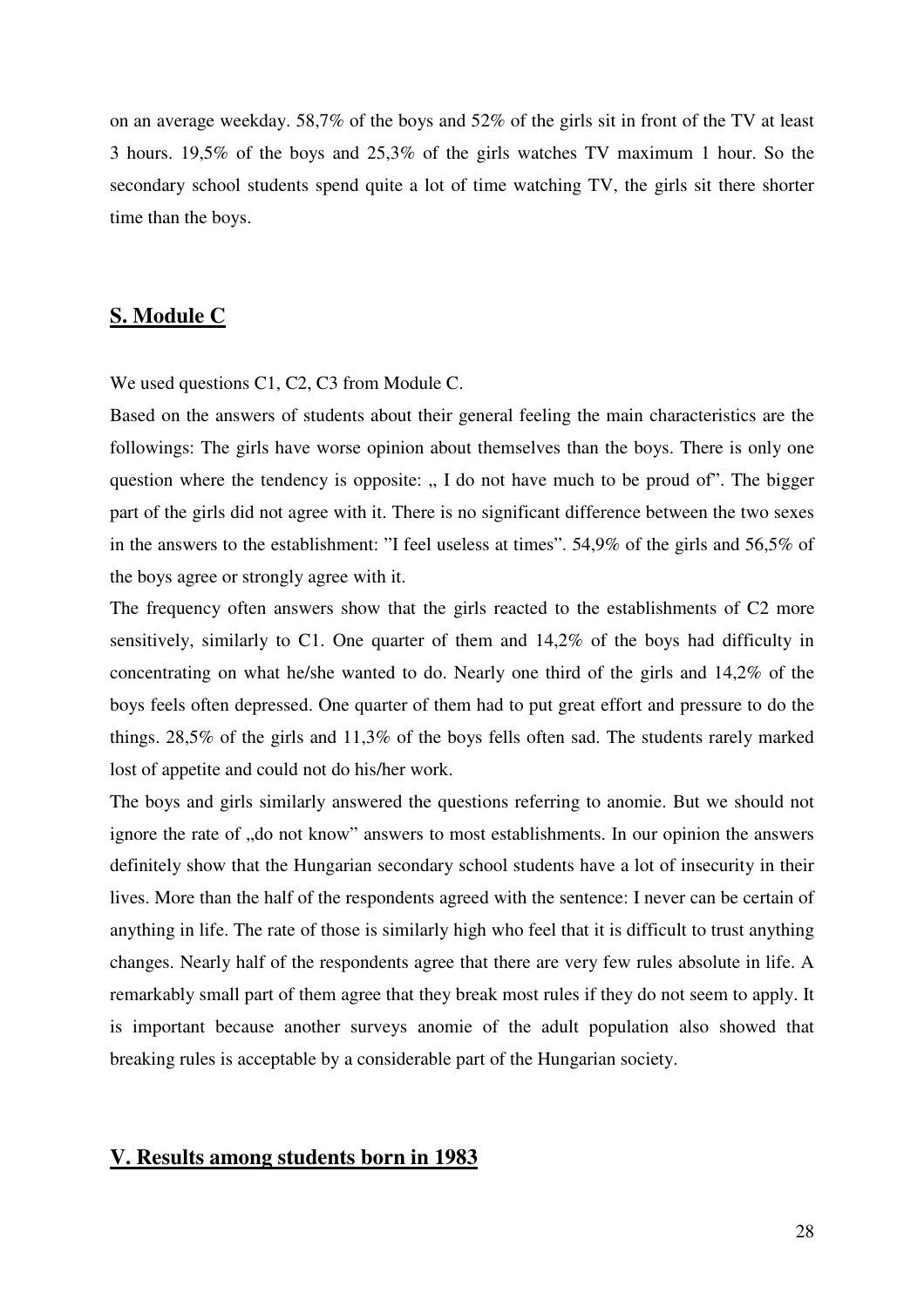on an average weekday. 58,7% of the boys and 52% of the girls sit in front of the TV at least 3 hours. 19,5% of the boys and 25,3% of the girls watches TV maximum 1 hour. So the secondary school students spend quite a lot of time watching TV, the girls sit there shorter time than the boys.

## S. Module C

We used questions C1, C2, C3 from Module C.

Based on the answers of students about their general feeling the main characteristics are the followings: The girls have worse opinion about themselves than the boys. There is only one question where the tendency is opposite: „ I do not have much to be proud of". The bigger part of the girls did not agree with it. There is no significant difference between the two sexes in the answers to the establishment: "I feel useless at times". 54,9% of the girls and 56,5% of the boys agree or strongly agree with it.

The frequency often answers show that the girls reacted to the establishments of C2 more sensitively, similarly to C1. One quarter of them and 14,2% of the boys had difficulty in concentrating on what he/she wanted to do. Nearly one third of the girls and 14,2% of the boys feels often depressed. One quarter of them had to put great effort and pressure to do the things. 28,5% of the girls and 11,3% of the boys fells often sad. The students rarely marked lost of appetite and could not do his/her work.

The boys and girls similarly answered the questions referring to anomie. But we should not ignore the rate of „do not know" answers to most establishments. In our opinion the answers definitely show that the Hungarian secondary school students have a lot of insecurity in their lives. More than the half of the respondents agreed with the sentence: I never can be certain of anything in life. The rate of those is similarly high who feel that it is difficult to trust anything changes. Nearly half of the respondents agree that there are very few rules absolute in life. A remarkably small part of them agree that they break most rules if they do not seem to apply. It is important because another surveys anomie of the adult population also showed that breaking rules is acceptable by a considerable part of the Hungarian society.

## V. Results among students born in 1983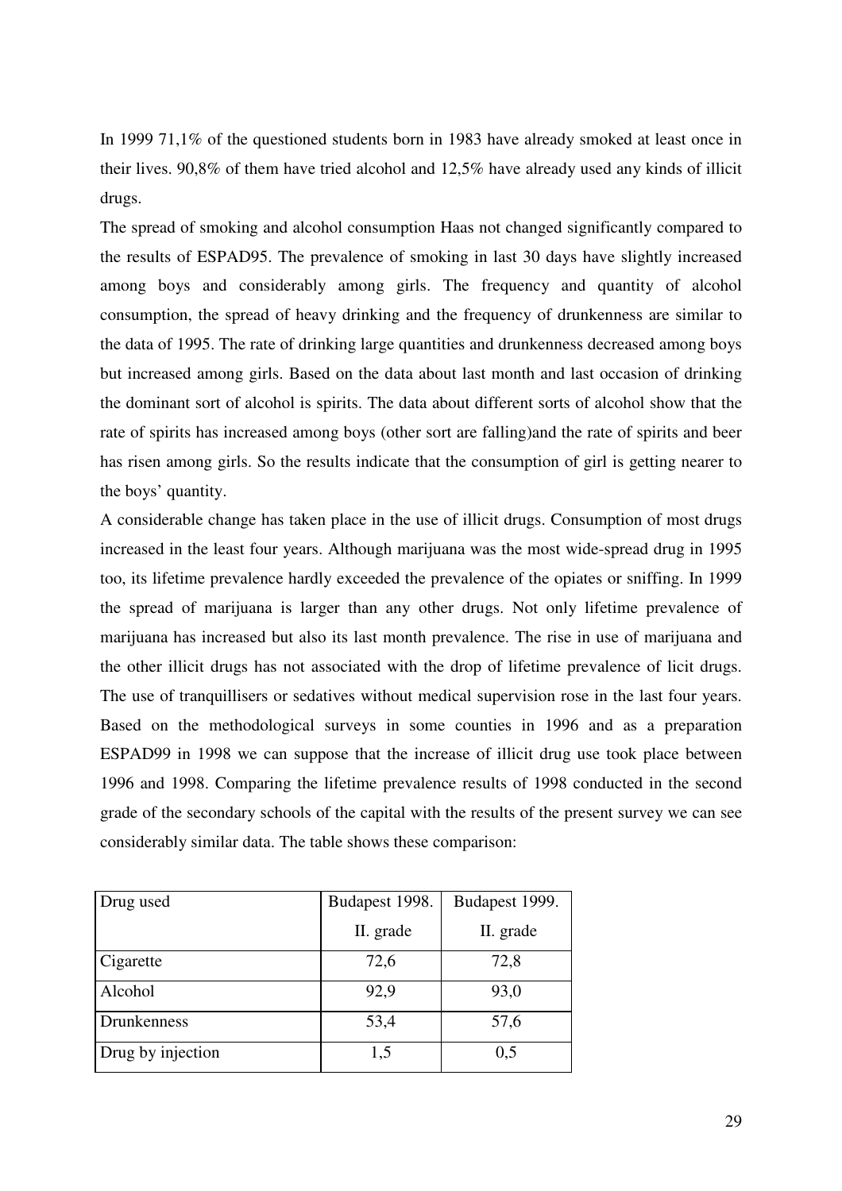In 1999 71,1% of the questioned students born in 1983 have already smoked at least once in their lives. 90,8% of them have tried alcohol and 12,5% have already used any kinds of illicit drugs.

The spread of smoking and alcohol consumption Haas not changed significantly compared to the results of ESPAD95. The prevalence of smoking in last 30 days have slightly increased among boys and considerably among girls. The frequency and quantity of alcohol consumption, the spread of heavy drinking and the frequency of drunkenness are similar to the data of 1995. The rate of drinking large quantities and drunkenness decreased among boys but increased among girls. Based on the data about last month and last occasion of drinking the dominant sort of alcohol is spirits. The data about different sorts of alcohol show that the rate of spirits has increased among boys (other sort are falling)and the rate of spirits and beer has risen among girls. So the results indicate that the consumption of girl is getting nearer to the boys' quantity.

A considerable change has taken place in the use of illicit drugs. Consumption of most drugs increased in the least four years. Although marijuana was the most wide-spread drug in 1995 too, its lifetime prevalence hardly exceeded the prevalence of the opiates or sniffing. In 1999 the spread of marijuana is larger than any other drugs. Not only lifetime prevalence of marijuana has increased but also its last month prevalence. The rise in use of marijuana and the other illicit drugs has not associated with the drop of lifetime prevalence of licit drugs. The use of tranquillisers or sedatives without medical supervision rose in the last four years. Based on the methodological surveys in some counties in 1996 and as a preparation ESPAD99 in 1998 we can suppose that the increase of illicit drug use took place between 1996 and 1998. Comparing the lifetime prevalence results of 1998 conducted in the second grade of the secondary schools of the capital with the results of the present survey we can see considerably similar data. The table shows these comparison:

| Drug used | Budapest 1998. II. grade | Budapest 1999. II. grade |
|---|---|---|
| Cigarette | 72,6 | 72,8 |
| Alcohol | 92,9 | 93,0 |
| Drunkenness | 53,4 | 57,6 |
| Drug by injection | 1,5 | 0,5 |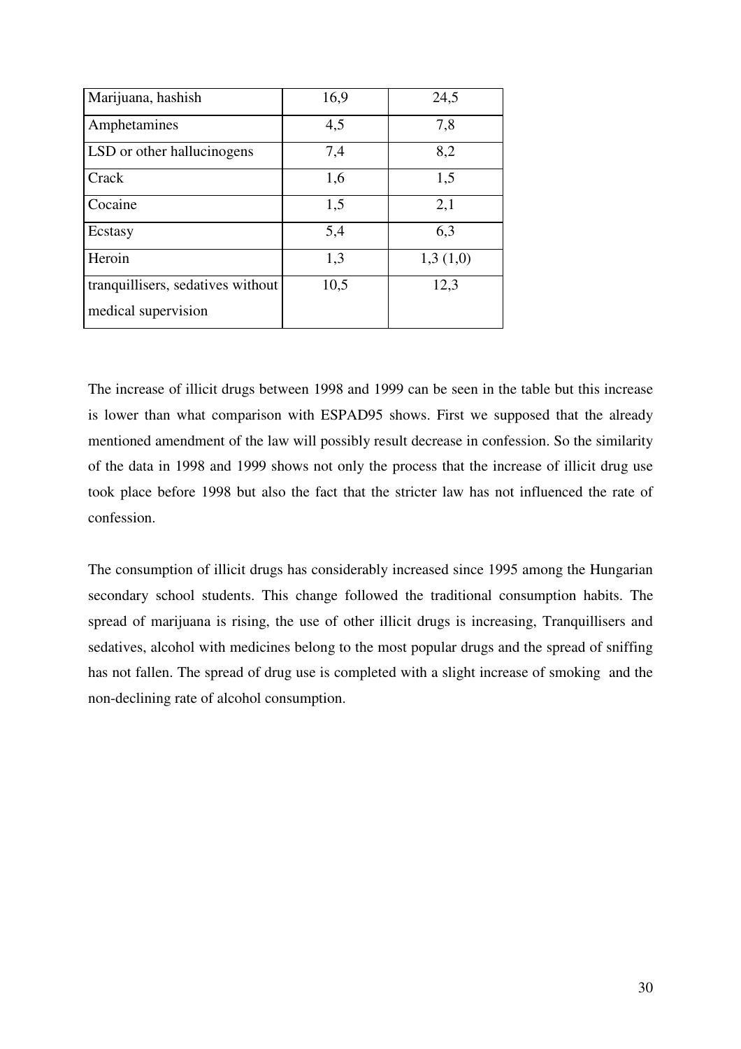| | | |
|---|---|---|
| Marijuana, hashish | 16,9 | 24,5 |
| Amphetamines | 4,5 | 7,8 |
| LSD or other hallucinogens | 7,4 | 8,2 |
| Crack | 1,6 | 1,5 |
| Cocaine | 1,5 | 2,1 |
| Ecstasy | 5,4 | 6,3 |
| Heroin | 1,3 | 1,3 (1,0) |
| tranquillisers, sedatives without medical supervision | 10,5 | 12,3 |

The increase of illicit drugs between 1998 and 1999 can be seen in the table but this increase is lower than what comparison with ESPAD95 shows. First we supposed that the already mentioned amendment of the law will possibly result decrease in confession. So the similarity of the data in 1998 and 1999 shows not only the process that the increase of illicit drug use took place before 1998 but also the fact that the stricter law has not influenced the rate of confession.

The consumption of illicit drugs has considerably increased since 1995 among the Hungarian secondary school students. This change followed the traditional consumption habits. The spread of marijuana is rising, the use of other illicit drugs is increasing, Tranquillisers and sedatives, alcohol with medicines belong to the most popular drugs and the spread of sniffing has not fallen. The spread of drug use is completed with a slight increase of smoking and the non-declining rate of alcohol consumption.